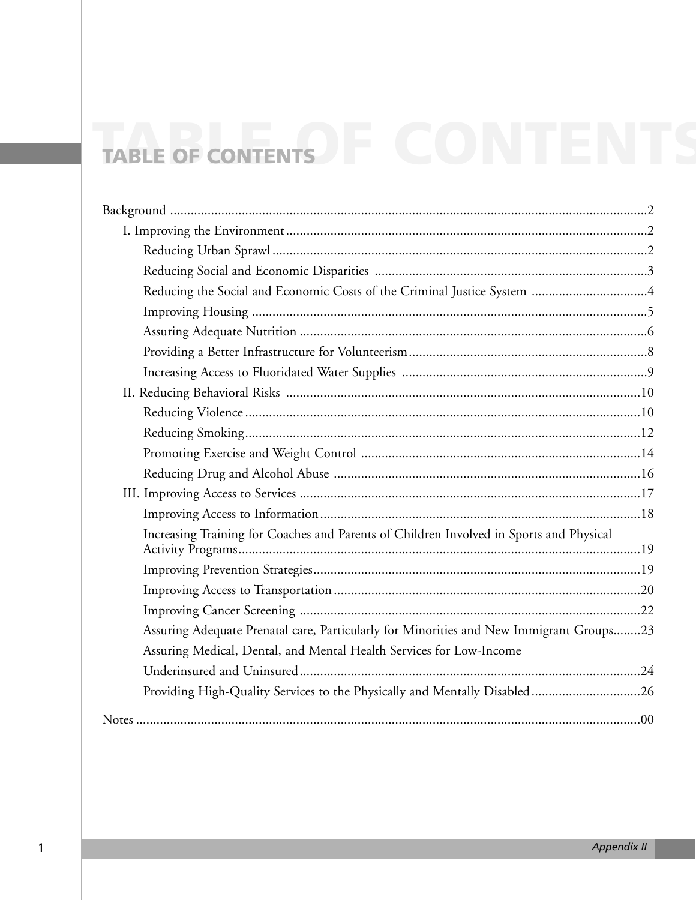# TABLE OF CONTENTS

Background ........................................................................................................................................2

- I. Improving the Environment........................................................................................................2
  - Reducing Urban Sprawl ............................................................................................................2
  - Reducing Social and Economic Disparities ..............................................................................3
  - Reducing the Social and Economic Costs of the Criminal Justice System .................................4
  - Improving Housing ..................................................................................................................5
  - Assuring Adequate Nutrition ....................................................................................................6
  - Providing a Better Infrastructure for Volunteerism.....................................................................8
  - Increasing Access to Fluoridated Water Supplies .......................................................................9
- II. Reducing Behavioral Risks .......................................................................................................10
  - Reducing Violence ..................................................................................................................10
  - Reducing Smoking..................................................................................................................12
  - Promoting Exercise and Weight Control .................................................................................14
  - Reducing Drug and Alcohol Abuse .........................................................................................16
- III. Improving Access to Services ..................................................................................................17
  - Improving Access to Information............................................................................................18
  - Increasing Training for Coaches and Parents of Children Involved in Sports and Physical Activity Programs....................................................................................................................19
  - Improving Prevention Strategies..............................................................................................19
  - Improving Access to Transportation.........................................................................................20
  - Improving Cancer Screening ...................................................................................................22
  - Assuring Adequate Prenatal care, Particularly for Minorities and New Immigrant Groups........23
  - Assuring Medical, Dental, and Mental Health Services for Low-Income Underinsured and Uninsured...................................................................................................24
  - Providing High-Quality Services to the Physically and Mentally Disabled................................26

Notes ...................................................................................................................................................00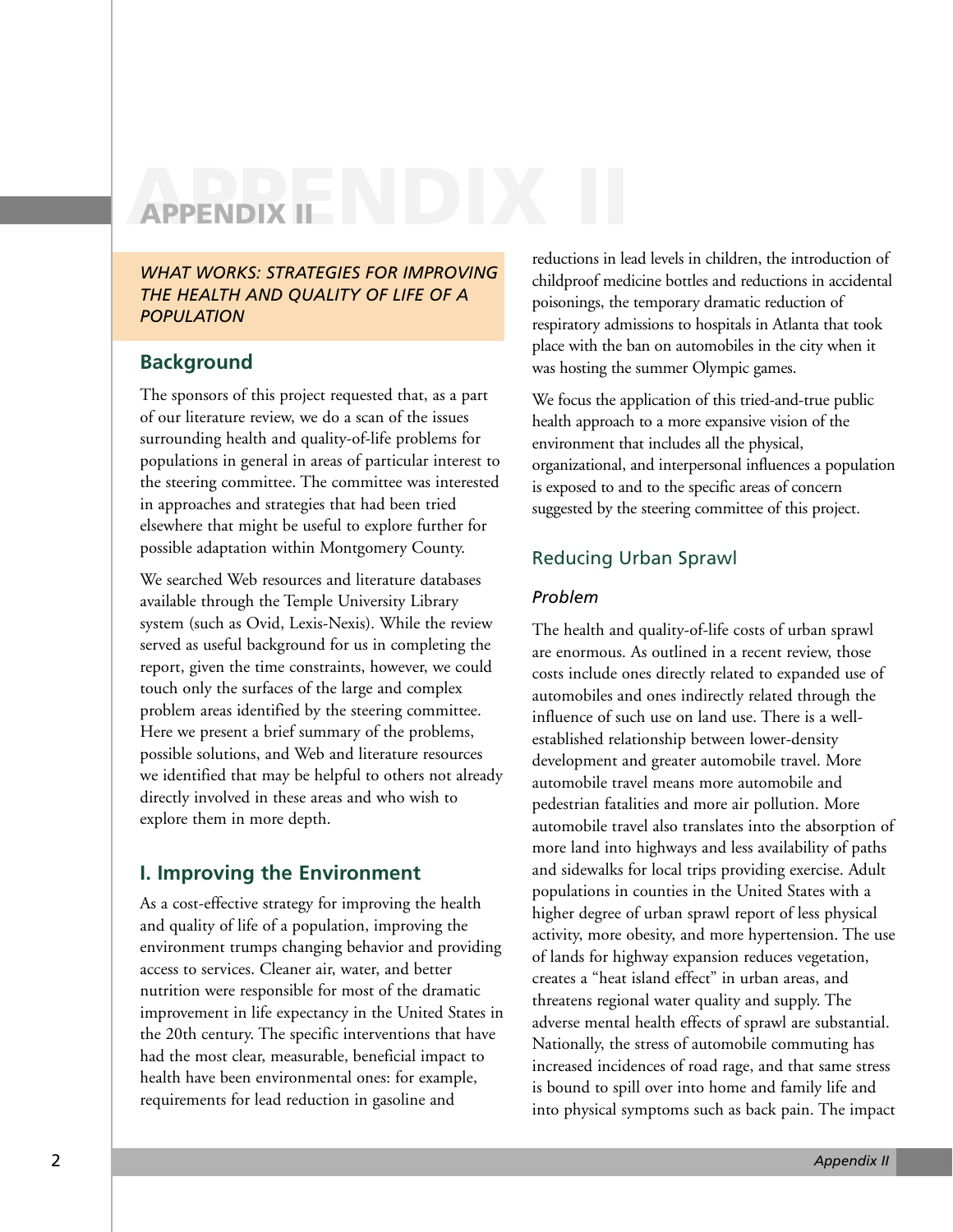# APPENDIX II

*WHAT WORKS: STRATEGIES FOR IMPROVING THE HEALTH AND QUALITY OF LIFE OF A POPULATION*

## Background

The sponsors of this project requested that, as a part of our literature review, we do a scan of the issues surrounding health and quality-of-life problems for populations in general in areas of particular interest to the steering committee. The committee was interested in approaches and strategies that had been tried elsewhere that might be useful to explore further for possible adaptation within Montgomery County.

We searched Web resources and literature databases available through the Temple University Library system (such as Ovid, Lexis-Nexis). While the review served as useful background for us in completing the report, given the time constraints, however, we could touch only the surfaces of the large and complex problem areas identified by the steering committee. Here we present a brief summary of the problems, possible solutions, and Web and literature resources we identified that may be helpful to others not already directly involved in these areas and who wish to explore them in more depth.

## I. Improving the Environment

As a cost-effective strategy for improving the health and quality of life of a population, improving the environment trumps changing behavior and providing access to services. Cleaner air, water, and better nutrition were responsible for most of the dramatic improvement in life expectancy in the United States in the 20th century. The specific interventions that have had the most clear, measurable, beneficial impact to health have been environmental ones: for example, requirements for lead reduction in gasoline and reductions in lead levels in children, the introduction of childproof medicine bottles and reductions in accidental poisonings, the temporary dramatic reduction of respiratory admissions to hospitals in Atlanta that took place with the ban on automobiles in the city when it was hosting the summer Olympic games.

We focus the application of this tried-and-true public health approach to a more expansive vision of the environment that includes all the physical, organizational, and interpersonal influences a population is exposed to and to the specific areas of concern suggested by the steering committee of this project.

### Reducing Urban Sprawl

#### *Problem*

The health and quality-of-life costs of urban sprawl are enormous. As outlined in a recent review, those costs include ones directly related to expanded use of automobiles and ones indirectly related through the influence of such use on land use. There is a well-established relationship between lower-density development and greater automobile travel. More automobile travel means more automobile and pedestrian fatalities and more air pollution. More automobile travel also translates into the absorption of more land into highways and less availability of paths and sidewalks for local trips providing exercise. Adult populations in counties in the United States with a higher degree of urban sprawl report of less physical activity, more obesity, and more hypertension. The use of lands for highway expansion reduces vegetation, creates a "heat island effect" in urban areas, and threatens regional water quality and supply. The adverse mental health effects of sprawl are substantial. Nationally, the stress of automobile commuting has increased incidences of road rage, and that same stress is bound to spill over into home and family life and into physical symptoms such as back pain. The impact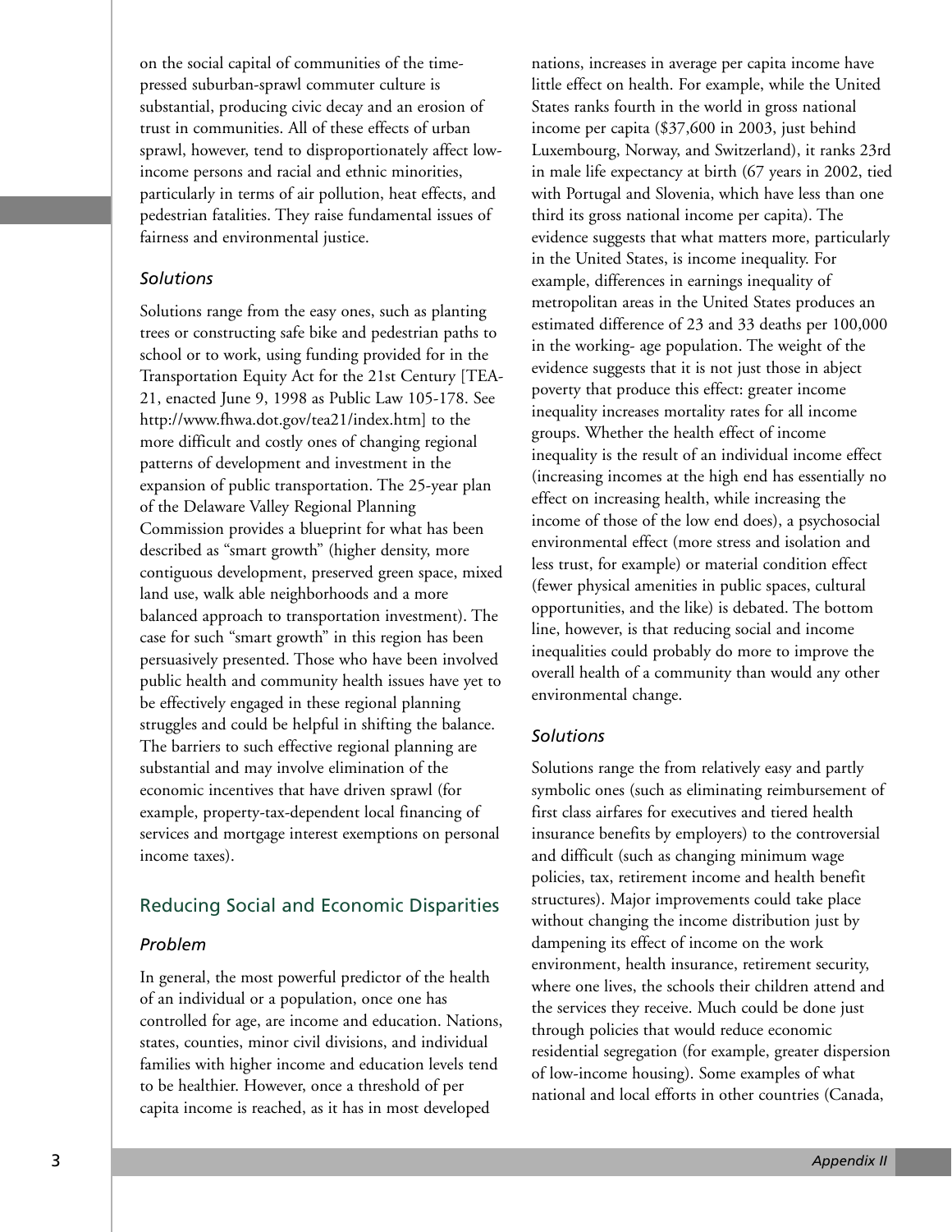on the social capital of communities of the time-pressed suburban-sprawl commuter culture is substantial, producing civic decay and an erosion of trust in communities. All of these effects of urban sprawl, however, tend to disproportionately affect low-income persons and racial and ethnic minorities, particularly in terms of air pollution, heat effects, and pedestrian fatalities. They raise fundamental issues of fairness and environmental justice.

### *Solutions*

Solutions range from the easy ones, such as planting trees or constructing safe bike and pedestrian paths to school or to work, using funding provided for in the Transportation Equity Act for the 21st Century [TEA-21, enacted June 9, 1998 as Public Law 105-178. See http://www.fhwa.dot.gov/tea21/index.htm] to the more difficult and costly ones of changing regional patterns of development and investment in the expansion of public transportation. The 25-year plan of the Delaware Valley Regional Planning Commission provides a blueprint for what has been described as "smart growth" (higher density, more contiguous development, preserved green space, mixed land use, walk able neighborhoods and a more balanced approach to transportation investment). The case for such "smart growth" in this region has been persuasively presented. Those who have been involved public health and community health issues have yet to be effectively engaged in these regional planning struggles and could be helpful in shifting the balance. The barriers to such effective regional planning are substantial and may involve elimination of the economic incentives that have driven sprawl (for example, property-tax-dependent local financing of services and mortgage interest exemptions on personal income taxes).

## Reducing Social and Economic Disparities

### *Problem*

In general, the most powerful predictor of the health of an individual or a population, once one has controlled for age, are income and education. Nations, states, counties, minor civil divisions, and individual families with higher income and education levels tend to be healthier. However, once a threshold of per capita income is reached, as it has in most developed nations, increases in average per capita income have little effect on health. For example, while the United States ranks fourth in the world in gross national income per capita ($37,600 in 2003, just behind Luxembourg, Norway, and Switzerland), it ranks 23rd in male life expectancy at birth (67 years in 2002, tied with Portugal and Slovenia, which have less than one third its gross national income per capita). The evidence suggests that what matters more, particularly in the United States, is income inequality. For example, differences in earnings inequality of metropolitan areas in the United States produces an estimated difference of 23 and 33 deaths per 100,000 in the working- age population. The weight of the evidence suggests that it is not just those in abject poverty that produce this effect: greater income inequality increases mortality rates for all income groups. Whether the health effect of income inequality is the result of an individual income effect (increasing incomes at the high end has essentially no effect on increasing health, while increasing the income of those of the low end does), a psychosocial environmental effect (more stress and isolation and less trust, for example) or material condition effect (fewer physical amenities in public spaces, cultural opportunities, and the like) is debated. The bottom line, however, is that reducing social and income inequalities could probably do more to improve the overall health of a community than would any other environmental change.

### *Solutions*

Solutions range the from relatively easy and partly symbolic ones (such as eliminating reimbursement of first class airfares for executives and tiered health insurance benefits by employers) to the controversial and difficult (such as changing minimum wage policies, tax, retirement income and health benefit structures). Major improvements could take place without changing the income distribution just by dampening its effect of income on the work environment, health insurance, retirement security, where one lives, the schools their children attend and the services they receive. Much could be done just through policies that would reduce economic residential segregation (for example, greater dispersion of low-income housing). Some examples of what national and local efforts in other countries (Canada,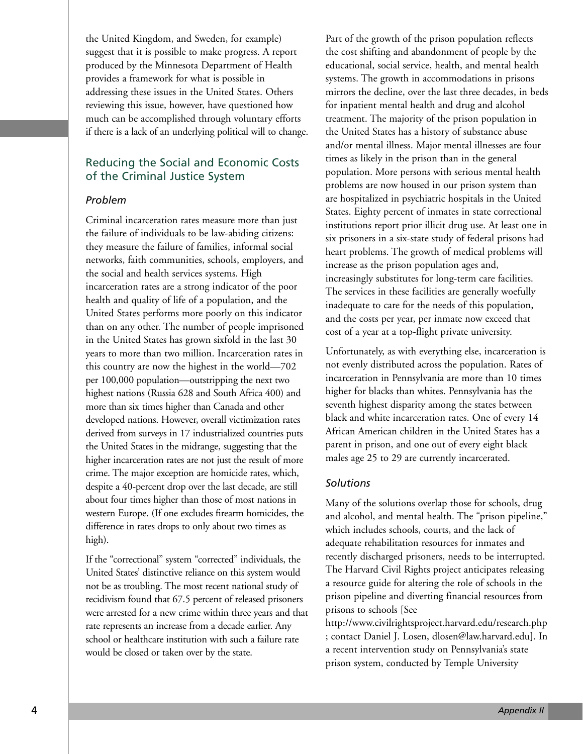the United Kingdom, and Sweden, for example) suggest that it is possible to make progress. A report produced by the Minnesota Department of Health provides a framework for what is possible in addressing these issues in the United States. Others reviewing this issue, however, have questioned how much can be accomplished through voluntary efforts if there is a lack of an underlying political will to change.

## Reducing the Social and Economic Costs of the Criminal Justice System

### *Problem*

Criminal incarceration rates measure more than just the failure of individuals to be law-abiding citizens: they measure the failure of families, informal social networks, faith communities, schools, employers, and the social and health services systems. High incarceration rates are a strong indicator of the poor health and quality of life of a population, and the United States performs more poorly on this indicator than on any other. The number of people imprisoned in the United States has grown sixfold in the last 30 years to more than two million. Incarceration rates in this country are now the highest in the world—702 per 100,000 population—outstripping the next two highest nations (Russia 628 and South Africa 400) and more than six times higher than Canada and other developed nations. However, overall victimization rates derived from surveys in 17 industrialized countries puts the United States in the midrange, suggesting that the higher incarceration rates are not just the result of more crime. The major exception are homicide rates, which, despite a 40-percent drop over the last decade, are still about four times higher than those of most nations in western Europe. (If one excludes firearm homicides, the difference in rates drops to only about two times as high).

If the "correctional" system "corrected" individuals, the United States' distinctive reliance on this system would not be as troubling. The most recent national study of recidivism found that 67.5 percent of released prisoners were arrested for a new crime within three years and that rate represents an increase from a decade earlier. Any school or healthcare institution with such a failure rate would be closed or taken over by the state.

Part of the growth of the prison population reflects the cost shifting and abandonment of people by the educational, social service, health, and mental health systems. The growth in accommodations in prisons mirrors the decline, over the last three decades, in beds for inpatient mental health and drug and alcohol treatment. The majority of the prison population in the United States has a history of substance abuse and/or mental illness. Major mental illnesses are four times as likely in the prison than in the general population. More persons with serious mental health problems are now housed in our prison system than are hospitalized in psychiatric hospitals in the United States. Eighty percent of inmates in state correctional institutions report prior illicit drug use. At least one in six prisoners in a six-state study of federal prisons had heart problems. The growth of medical problems will increase as the prison population ages and, increasingly substitutes for long-term care facilities. The services in these facilities are generally woefully inadequate to care for the needs of this population, and the costs per year, per inmate now exceed that cost of a year at a top-flight private university.

Unfortunately, as with everything else, incarceration is not evenly distributed across the population. Rates of incarceration in Pennsylvania are more than 10 times higher for blacks than whites. Pennsylvania has the seventh highest disparity among the states between black and white incarceration rates. One of every 14 African American children in the United States has a parent in prison, and one out of every eight black males age 25 to 29 are currently incarcerated.

### *Solutions*

Many of the solutions overlap those for schools, drug and alcohol, and mental health. The "prison pipeline," which includes schools, courts, and the lack of adequate rehabilitation resources for inmates and recently discharged prisoners, needs to be interrupted. The Harvard Civil Rights project anticipates releasing a resource guide for altering the role of schools in the prison pipeline and diverting financial resources from prisons to schools [See http://www.civilrightsproject.harvard.edu/research.php ; contact Daniel J. Losen, dlosen@law.harvard.edu]. In a recent intervention study on Pennsylvania's state prison system, conducted by Temple University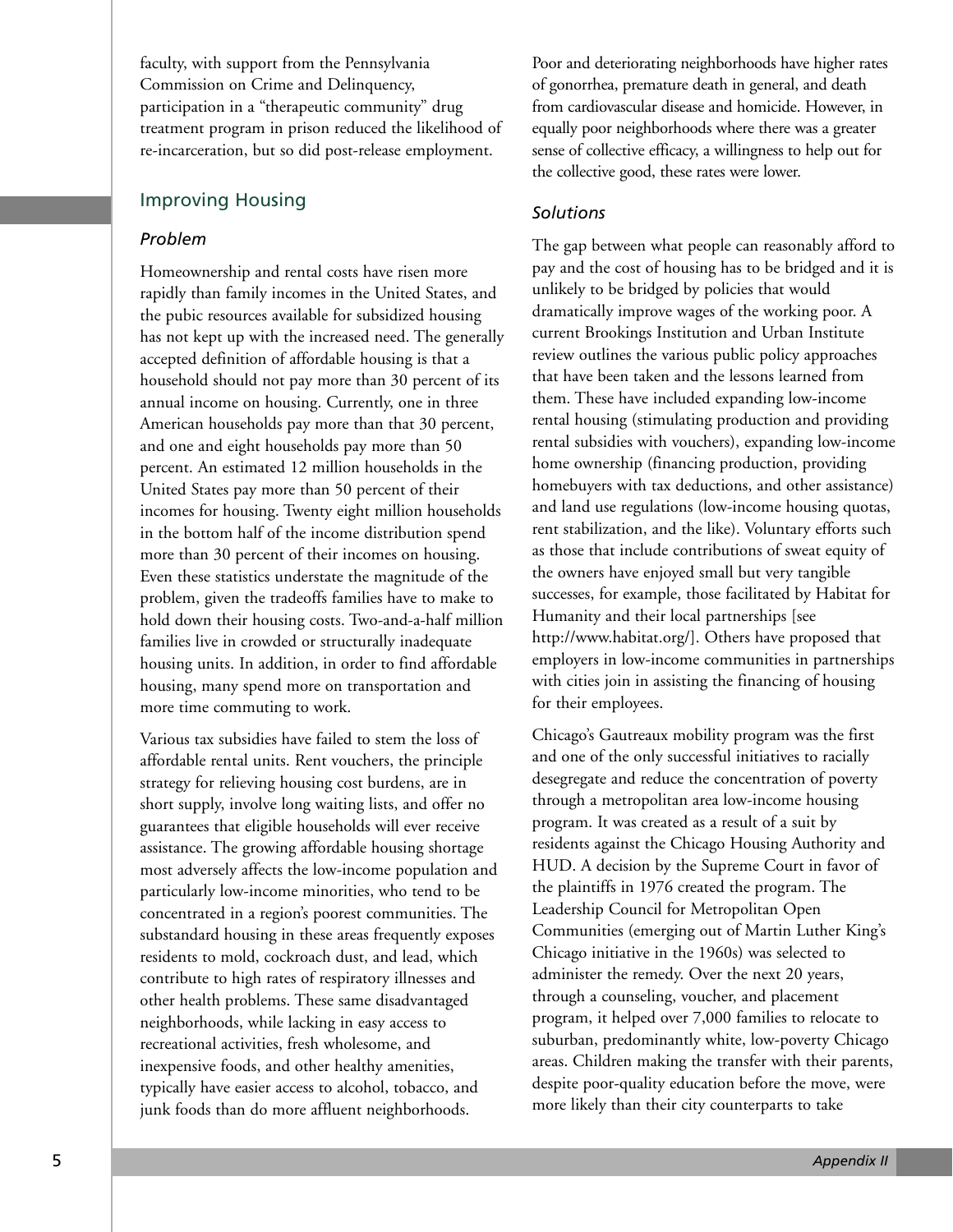faculty, with support from the Pennsylvania Commission on Crime and Delinquency, participation in a "therapeutic community" drug treatment program in prison reduced the likelihood of re-incarceration, but so did post-release employment.

## Improving Housing

### *Problem*

Homeownership and rental costs have risen more rapidly than family incomes in the United States, and the pubic resources available for subsidized housing has not kept up with the increased need. The generally accepted definition of affordable housing is that a household should not pay more than 30 percent of its annual income on housing. Currently, one in three American households pay more than that 30 percent, and one and eight households pay more than 50 percent. An estimated 12 million households in the United States pay more than 50 percent of their incomes for housing. Twenty eight million households in the bottom half of the income distribution spend more than 30 percent of their incomes on housing. Even these statistics understate the magnitude of the problem, given the tradeoffs families have to make to hold down their housing costs. Two-and-a-half million families live in crowded or structurally inadequate housing units. In addition, in order to find affordable housing, many spend more on transportation and more time commuting to work.

Various tax subsidies have failed to stem the loss of affordable rental units. Rent vouchers, the principle strategy for relieving housing cost burdens, are in short supply, involve long waiting lists, and offer no guarantees that eligible households will ever receive assistance. The growing affordable housing shortage most adversely affects the low-income population and particularly low-income minorities, who tend to be concentrated in a region's poorest communities. The substandard housing in these areas frequently exposes residents to mold, cockroach dust, and lead, which contribute to high rates of respiratory illnesses and other health problems. These same disadvantaged neighborhoods, while lacking in easy access to recreational activities, fresh wholesome, and inexpensive foods, and other healthy amenities, typically have easier access to alcohol, tobacco, and junk foods than do more affluent neighborhoods.

Poor and deteriorating neighborhoods have higher rates of gonorrhea, premature death in general, and death from cardiovascular disease and homicide. However, in equally poor neighborhoods where there was a greater sense of collective efficacy, a willingness to help out for the collective good, these rates were lower.

### *Solutions*

The gap between what people can reasonably afford to pay and the cost of housing has to be bridged and it is unlikely to be bridged by policies that would dramatically improve wages of the working poor. A current Brookings Institution and Urban Institute review outlines the various public policy approaches that have been taken and the lessons learned from them. These have included expanding low-income rental housing (stimulating production and providing rental subsidies with vouchers), expanding low-income home ownership (financing production, providing homebuyers with tax deductions, and other assistance) and land use regulations (low-income housing quotas, rent stabilization, and the like). Voluntary efforts such as those that include contributions of sweat equity of the owners have enjoyed small but very tangible successes, for example, those facilitated by Habitat for Humanity and their local partnerships [see http://www.habitat.org/]. Others have proposed that employers in low-income communities in partnerships with cities join in assisting the financing of housing for their employees.

Chicago's Gautreaux mobility program was the first and one of the only successful initiatives to racially desegregate and reduce the concentration of poverty through a metropolitan area low-income housing program. It was created as a result of a suit by residents against the Chicago Housing Authority and HUD. A decision by the Supreme Court in favor of the plaintiffs in 1976 created the program. The Leadership Council for Metropolitan Open Communities (emerging out of Martin Luther King's Chicago initiative in the 1960s) was selected to administer the remedy. Over the next 20 years, through a counseling, voucher, and placement program, it helped over 7,000 families to relocate to suburban, predominantly white, low-poverty Chicago areas. Children making the transfer with their parents, despite poor-quality education before the move, were more likely than their city counterparts to take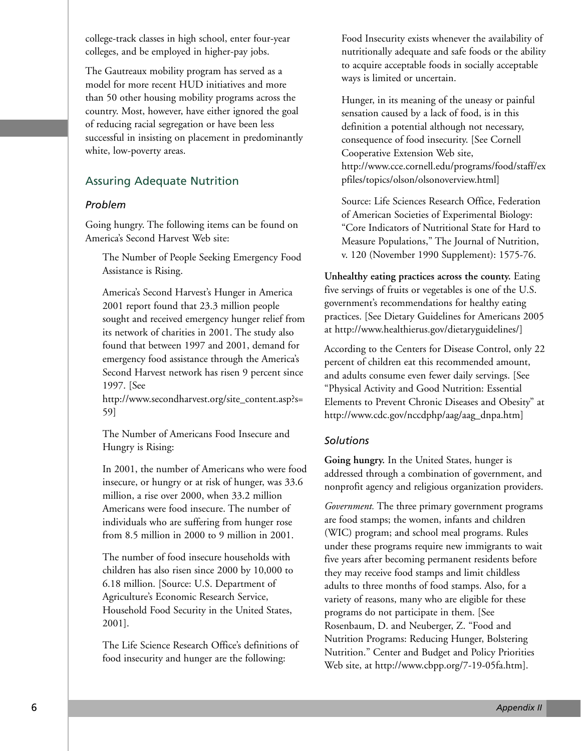college-track classes in high school, enter four-year colleges, and be employed in higher-pay jobs.

The Gautreaux mobility program has served as a model for more recent HUD initiatives and more than 50 other housing mobility programs across the country. Most, however, have either ignored the goal of reducing racial segregation or have been less successful in insisting on placement in predominantly white, low-poverty areas.

## Assuring Adequate Nutrition

### *Problem*

Going hungry. The following items can be found on America's Second Harvest Web site:

> The Number of People Seeking Emergency Food Assistance is Rising.
>
> America's Second Harvest's Hunger in America 2001 report found that 23.3 million people sought and received emergency hunger relief from its network of charities in 2001. The study also found that between 1997 and 2001, demand for emergency food assistance through the America's Second Harvest network has risen 9 percent since 1997. [See http://www.secondharvest.org/site_content.asp?s=59]
>
> The Number of Americans Food Insecure and Hungry is Rising:
>
> In 2001, the number of Americans who were food insecure, or hungry or at risk of hunger, was 33.6 million, a rise over 2000, when 33.2 million Americans were food insecure. The number of individuals who are suffering from hunger rose from 8.5 million in 2000 to 9 million in 2001.
>
> The number of food insecure households with children has also risen since 2000 by 10,000 to 6.18 million. [Source: U.S. Department of Agriculture's Economic Research Service, Household Food Security in the United States, 2001].
>
> The Life Science Research Office's definitions of food insecurity and hunger are the following:
>
> Food Insecurity exists whenever the availability of nutritionally adequate and safe foods or the ability to acquire acceptable foods in socially acceptable ways is limited or uncertain.
>
> Hunger, in its meaning of the uneasy or painful sensation caused by a lack of food, is in this definition a potential although not necessary, consequence of food insecurity. [See Cornell Cooperative Extension Web site, http://www.cce.cornell.edu/programs/food/staff/expfiles/topics/olson/olsonoverview.html]
>
> Source: Life Sciences Research Office, Federation of American Societies of Experimental Biology: "Core Indicators of Nutritional State for Hard to Measure Populations," The Journal of Nutrition, v. 120 (November 1990 Supplement): 1575-76.

**Unhealthy eating practices across the county.** Eating five servings of fruits or vegetables is one of the U.S. government's recommendations for healthy eating practices. [See Dietary Guidelines for Americans 2005 at http://www.healthierus.gov/dietaryguidelines/]

According to the Centers for Disease Control, only 22 percent of children eat this recommended amount, and adults consume even fewer daily servings. [See "Physical Activity and Good Nutrition: Essential Elements to Prevent Chronic Diseases and Obesity" at http://www.cdc.gov/nccdphp/aag/aag_dnpa.htm]

### *Solutions*

**Going hungry.** In the United States, hunger is addressed through a combination of government, and nonprofit agency and religious organization providers.

*Government.* The three primary government programs are food stamps; the women, infants and children (WIC) program; and school meal programs. Rules under these programs require new immigrants to wait five years after becoming permanent residents before they may receive food stamps and limit childless adults to three months of food stamps. Also, for a variety of reasons, many who are eligible for these programs do not participate in them. [See Rosenbaum, D. and Neuberger, Z. "Food and Nutrition Programs: Reducing Hunger, Bolstering Nutrition." Center and Budget and Policy Priorities Web site, at http://www.cbpp.org/7-19-05fa.htm].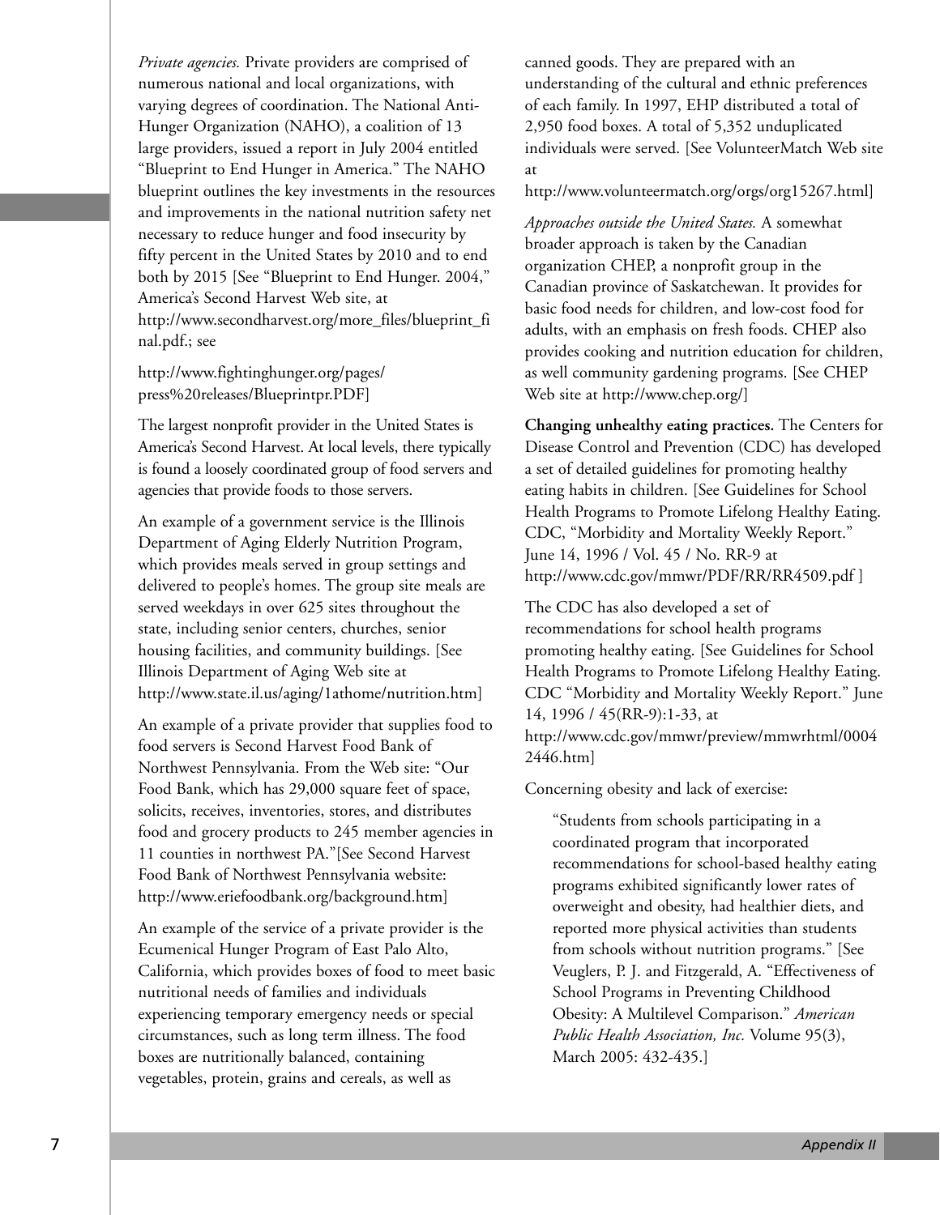*Private agencies.* Private providers are comprised of numerous national and local organizations, with varying degrees of coordination. The National Anti-Hunger Organization (NAHO), a coalition of 13 large providers, issued a report in July 2004 entitled "Blueprint to End Hunger in America." The NAHO blueprint outlines the key investments in the resources and improvements in the national nutrition safety net necessary to reduce hunger and food insecurity by fifty percent in the United States by 2010 and to end both by 2015 [See "Blueprint to End Hunger. 2004," America's Second Harvest Web site, at http://www.secondharvest.org/more_files/blueprint_final.pdf.; see

http://www.fightinghunger.org/pages/press%20releases/Blueprintpr.PDF]

The largest nonprofit provider in the United States is America's Second Harvest. At local levels, there typically is found a loosely coordinated group of food servers and agencies that provide foods to those servers.

An example of a government service is the Illinois Department of Aging Elderly Nutrition Program, which provides meals served in group settings and delivered to people's homes. The group site meals are served weekdays in over 625 sites throughout the state, including senior centers, churches, senior housing facilities, and community buildings. [See Illinois Department of Aging Web site at http://www.state.il.us/aging/1athome/nutrition.htm]

An example of a private provider that supplies food to food servers is Second Harvest Food Bank of Northwest Pennsylvania. From the Web site: "Our Food Bank, which has 29,000 square feet of space, solicits, receives, inventories, stores, and distributes food and grocery products to 245 member agencies in 11 counties in northwest PA."[See Second Harvest Food Bank of Northwest Pennsylvania website: http://www.eriefoodbank.org/background.htm]

An example of the service of a private provider is the Ecumenical Hunger Program of East Palo Alto, California, which provides boxes of food to meet basic nutritional needs of families and individuals experiencing temporary emergency needs or special circumstances, such as long term illness. The food boxes are nutritionally balanced, containing vegetables, protein, grains and cereals, as well as canned goods. They are prepared with an understanding of the cultural and ethnic preferences of each family. In 1997, EHP distributed a total of 2,950 food boxes. A total of 5,352 unduplicated individuals were served. [See VolunteerMatch Web site at http://www.volunteermatch.org/orgs/org15267.html]

*Approaches outside the United States.* A somewhat broader approach is taken by the Canadian organization CHEP, a nonprofit group in the Canadian province of Saskatchewan. It provides for basic food needs for children, and low-cost food for adults, with an emphasis on fresh foods. CHEP also provides cooking and nutrition education for children, as well community gardening programs. [See CHEP Web site at http://www.chep.org/]

**Changing unhealthy eating practices.** The Centers for Disease Control and Prevention (CDC) has developed a set of detailed guidelines for promoting healthy eating habits in children. [See Guidelines for School Health Programs to Promote Lifelong Healthy Eating. CDC, "Morbidity and Mortality Weekly Report." June 14, 1996 / Vol. 45 / No. RR-9 at http://www.cdc.gov/mmwr/PDF/RR/RR4509.pdf ]

The CDC has also developed a set of recommendations for school health programs promoting healthy eating. [See Guidelines for School Health Programs to Promote Lifelong Healthy Eating. CDC "Morbidity and Mortality Weekly Report." June 14, 1996 / 45(RR-9):1-33, at http://www.cdc.gov/mmwr/preview/mmwrhtml/00042446.htm]

Concerning obesity and lack of exercise:

> "Students from schools participating in a coordinated program that incorporated recommendations for school-based healthy eating programs exhibited significantly lower rates of overweight and obesity, had healthier diets, and reported more physical activities than students from schools without nutrition programs." [See Veuglers, P. J. and Fitzgerald, A. "Effectiveness of School Programs in Preventing Childhood Obesity: A Multilevel Comparison." *American Public Health Association, Inc.* Volume 95(3), March 2005: 432-435.]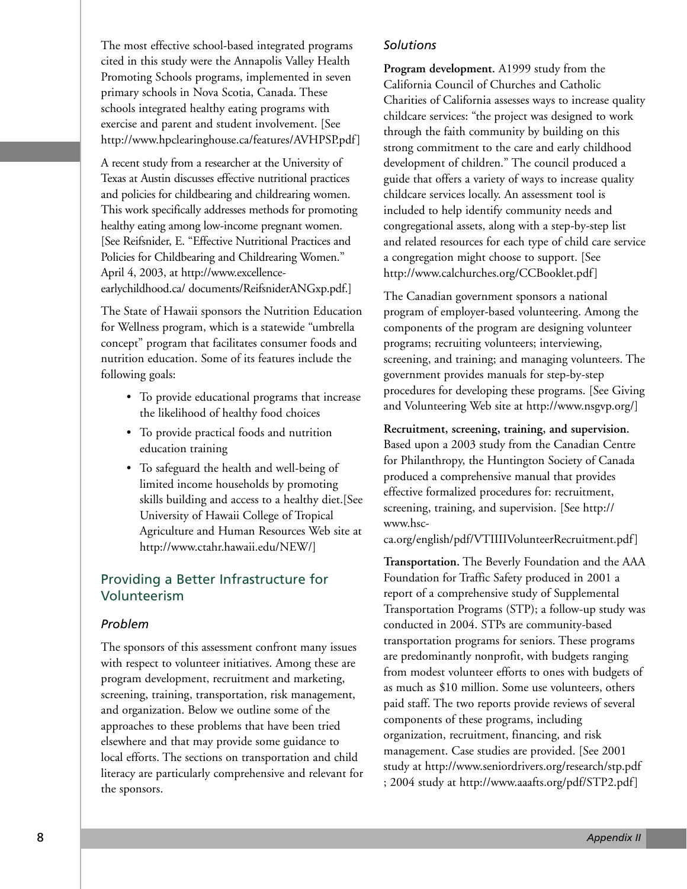The most effective school-based integrated programs cited in this study were the Annapolis Valley Health Promoting Schools programs, implemented in seven primary schools in Nova Scotia, Canada. These schools integrated healthy eating programs with exercise and parent and student involvement. [See http://www.hpclearinghouse.ca/features/AVHPSP.pdf]

A recent study from a researcher at the University of Texas at Austin discusses effective nutritional practices and policies for childbearing and childrearing women. This work specifically addresses methods for promoting healthy eating among low-income pregnant women. [See Reifsnider, E. "Effective Nutritional Practices and Policies for Childbearing and Childrearing Women." April 4, 2003, at http://www.excellence-earlychildhood.ca/ documents/ReifsniderANGxp.pdf.]

The State of Hawaii sponsors the Nutrition Education for Wellness program, which is a statewide "umbrella concept" program that facilitates consumer foods and nutrition education. Some of its features include the following goals:

- To provide educational programs that increase the likelihood of healthy food choices
- To provide practical foods and nutrition education training
- To safeguard the health and well-being of limited income households by promoting skills building and access to a healthy diet.[See University of Hawaii College of Tropical Agriculture and Human Resources Web site at http://www.ctahr.hawaii.edu/NEW/]

## Providing a Better Infrastructure for Volunteerism

### *Problem*

The sponsors of this assessment confront many issues with respect to volunteer initiatives. Among these are program development, recruitment and marketing, screening, training, transportation, risk management, and organization. Below we outline some of the approaches to these problems that have been tried elsewhere and that may provide some guidance to local efforts. The sections on transportation and child literacy are particularly comprehensive and relevant for the sponsors.

### *Solutions*

**Program development.** A1999 study from the California Council of Churches and Catholic Charities of California assesses ways to increase quality childcare services: "the project was designed to work through the faith community by building on this strong commitment to the care and early childhood development of children." The council produced a guide that offers a variety of ways to increase quality childcare services locally. An assessment tool is included to help identify community needs and congregational assets, along with a step-by-step list and related resources for each type of child care service a congregation might choose to support. [See http://www.calchurches.org/CCBooklet.pdf]

The Canadian government sponsors a national program of employer-based volunteering. Among the components of the program are designing volunteer programs; recruiting volunteers; interviewing, screening, and training; and managing volunteers. The government provides manuals for step-by-step procedures for developing these programs. [See Giving and Volunteering Web site at http://www.nsgvp.org/]

**Recruitment, screening, training, and supervision.** Based upon a 2003 study from the Canadian Centre for Philanthropy, the Huntington Society of Canada produced a comprehensive manual that provides effective formalized procedures for: recruitment, screening, training, and supervision. [See http://www.hsc-ca.org/english/pdf/VTIIIIVolunteerRecruitment.pdf]

**Transportation.** The Beverly Foundation and the AAA Foundation for Traffic Safety produced in 2001 a report of a comprehensive study of Supplemental Transportation Programs (STP); a follow-up study was conducted in 2004. STPs are community-based transportation programs for seniors. These programs are predominantly nonprofit, with budgets ranging from modest volunteer efforts to ones with budgets of as much as $10 million. Some use volunteers, others paid staff. The two reports provide reviews of several components of these programs, including organization, recruitment, financing, and risk management. Case studies are provided. [See 2001 study at http://www.seniordrivers.org/research/stp.pdf ; 2004 study at http://www.aaafts.org/pdf/STP2.pdf]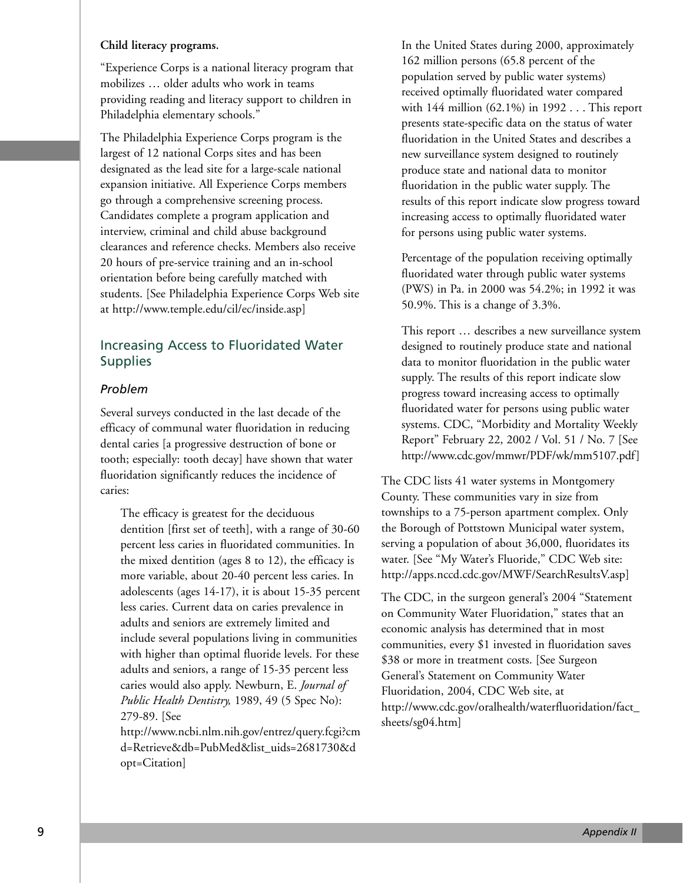**Child literacy programs.**

"Experience Corps is a national literacy program that mobilizes … older adults who work in teams providing reading and literacy support to children in Philadelphia elementary schools."

The Philadelphia Experience Corps program is the largest of 12 national Corps sites and has been designated as the lead site for a large-scale national expansion initiative. All Experience Corps members go through a comprehensive screening process. Candidates complete a program application and interview, criminal and child abuse background clearances and reference checks. Members also receive 20 hours of pre-service training and an in-school orientation before being carefully matched with students. [See Philadelphia Experience Corps Web site at http://www.temple.edu/cil/ec/inside.asp]

## Increasing Access to Fluoridated Water Supplies

### *Problem*

Several surveys conducted in the last decade of the efficacy of communal water fluoridation in reducing dental caries [a progressive destruction of bone or tooth; especially: tooth decay] have shown that water fluoridation significantly reduces the incidence of caries:

> The efficacy is greatest for the deciduous dentition [first set of teeth], with a range of 30-60 percent less caries in fluoridated communities. In the mixed dentition (ages 8 to 12), the efficacy is more variable, about 20-40 percent less caries. In adolescents (ages 14-17), it is about 15-35 percent less caries. Current data on caries prevalence in adults and seniors are extremely limited and include several populations living in communities with higher than optimal fluoride levels. For these adults and seniors, a range of 15-35 percent less caries would also apply. Newburn, E. *Journal of Public Health Dentistry,* 1989, 49 (5 Spec No): 279-89. [See http://www.ncbi.nlm.nih.gov/entrez/query.fcgi?cmd=Retrieve&db=PubMed&list_uids=2681730&dopt=Citation]

> In the United States during 2000, approximately 162 million persons (65.8 percent of the population served by public water systems) received optimally fluoridated water compared with 144 million (62.1%) in 1992 . . . This report presents state-specific data on the status of water fluoridation in the United States and describes a new surveillance system designed to routinely produce state and national data to monitor fluoridation in the public water supply. The results of this report indicate slow progress toward increasing access to optimally fluoridated water for persons using public water systems.
>
> Percentage of the population receiving optimally fluoridated water through public water systems (PWS) in Pa. in 2000 was 54.2%; in 1992 it was 50.9%. This is a change of 3.3%.
>
> This report … describes a new surveillance system designed to routinely produce state and national data to monitor fluoridation in the public water supply. The results of this report indicate slow progress toward increasing access to optimally fluoridated water for persons using public water systems. CDC, "Morbidity and Mortality Weekly Report" February 22, 2002 / Vol. 51 / No. 7 [See http://www.cdc.gov/mmwr/PDF/wk/mm5107.pdf]

The CDC lists 41 water systems in Montgomery County. These communities vary in size from townships to a 75-person apartment complex. Only the Borough of Pottstown Municipal water system, serving a population of about 36,000, fluoridates its water. [See "My Water's Fluoride," CDC Web site: http://apps.nccd.cdc.gov/MWF/SearchResultsV.asp]

The CDC, in the surgeon general's 2004 "Statement on Community Water Fluoridation," states that an economic analysis has determined that in most communities, every $1 invested in fluoridation saves $38 or more in treatment costs. [See Surgeon General's Statement on Community Water Fluoridation, 2004, CDC Web site, at http://www.cdc.gov/oralhealth/waterfluoridation/fact_sheets/sg04.htm]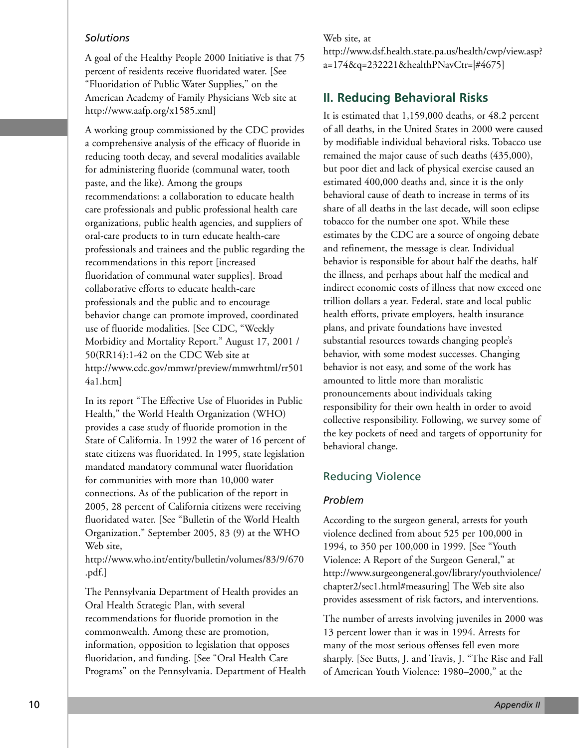### *Solutions*

A goal of the Healthy People 2000 Initiative is that 75 percent of residents receive fluoridated water. [See "Fluoridation of Public Water Supplies," on the American Academy of Family Physicians Web site at http://www.aafp.org/x1585.xml]

A working group commissioned by the CDC provides a comprehensive analysis of the efficacy of fluoride in reducing tooth decay, and several modalities available for administering fluoride (communal water, tooth paste, and the like). Among the groups recommendations: a collaboration to educate health care professionals and public professional health care organizations, public health agencies, and suppliers of oral-care products to in turn educate health-care professionals and trainees and the public regarding the recommendations in this report [increased fluoridation of communal water supplies]. Broad collaborative efforts to educate health-care professionals and the public and to encourage behavior change can promote improved, coordinated use of fluoride modalities. [See CDC, "Weekly Morbidity and Mortality Report." August 17, 2001 / 50(RR14):1-42 on the CDC Web site at http://www.cdc.gov/mmwr/preview/mmwrhtml/rr5014a1.htm]

In its report "The Effective Use of Fluorides in Public Health," the World Health Organization (WHO) provides a case study of fluoride promotion in the State of California. In 1992 the water of 16 percent of state citizens was fluoridated. In 1995, state legislation mandated mandatory communal water fluoridation for communities with more than 10,000 water connections. As of the publication of the report in 2005, 28 percent of California citizens were receiving fluoridated water. [See "Bulletin of the World Health Organization." September 2005, 83 (9) at the WHO Web site, http://www.who.int/entity/bulletin/volumes/83/9/670.pdf.]

The Pennsylvania Department of Health provides an Oral Health Strategic Plan, with several recommendations for fluoride promotion in the commonwealth. Among these are promotion, information, opposition to legislation that opposes fluoridation, and funding. [See "Oral Health Care Programs" on the Pennsylvania. Department of Health Web site, at http://www.dsf.health.state.pa.us/health/cwp/view.asp?a=174&q=232221&healthPNavCtr=|#4675]

## II. Reducing Behavioral Risks

It is estimated that 1,159,000 deaths, or 48.2 percent of all deaths, in the United States in 2000 were caused by modifiable individual behavioral risks. Tobacco use remained the major cause of such deaths (435,000), but poor diet and lack of physical exercise caused an estimated 400,000 deaths and, since it is the only behavioral cause of death to increase in terms of its share of all deaths in the last decade, will soon eclipse tobacco for the number one spot. While these estimates by the CDC are a source of ongoing debate and refinement, the message is clear. Individual behavior is responsible for about half the deaths, half the illness, and perhaps about half the medical and indirect economic costs of illness that now exceed one trillion dollars a year. Federal, state and local public health efforts, private employers, health insurance plans, and private foundations have invested substantial resources towards changing people's behavior, with some modest successes. Changing behavior is not easy, and some of the work has amounted to little more than moralistic pronouncements about individuals taking responsibility for their own health in order to avoid collective responsibility. Following, we survey some of the key pockets of need and targets of opportunity for behavioral change.

### Reducing Violence

#### *Problem*

According to the surgeon general, arrests for youth violence declined from about 525 per 100,000 in 1994, to 350 per 100,000 in 1999. [See "Youth Violence: A Report of the Surgeon General," at http://www.surgeongeneral.gov/library/youthviolence/chapter2/sec1.html#measuring] The Web site also provides assessment of risk factors, and interventions.

The number of arrests involving juveniles in 2000 was 13 percent lower than it was in 1994. Arrests for many of the most serious offenses fell even more sharply. [See Butts, J. and Travis, J. "The Rise and Fall of American Youth Violence: 1980–2000," at the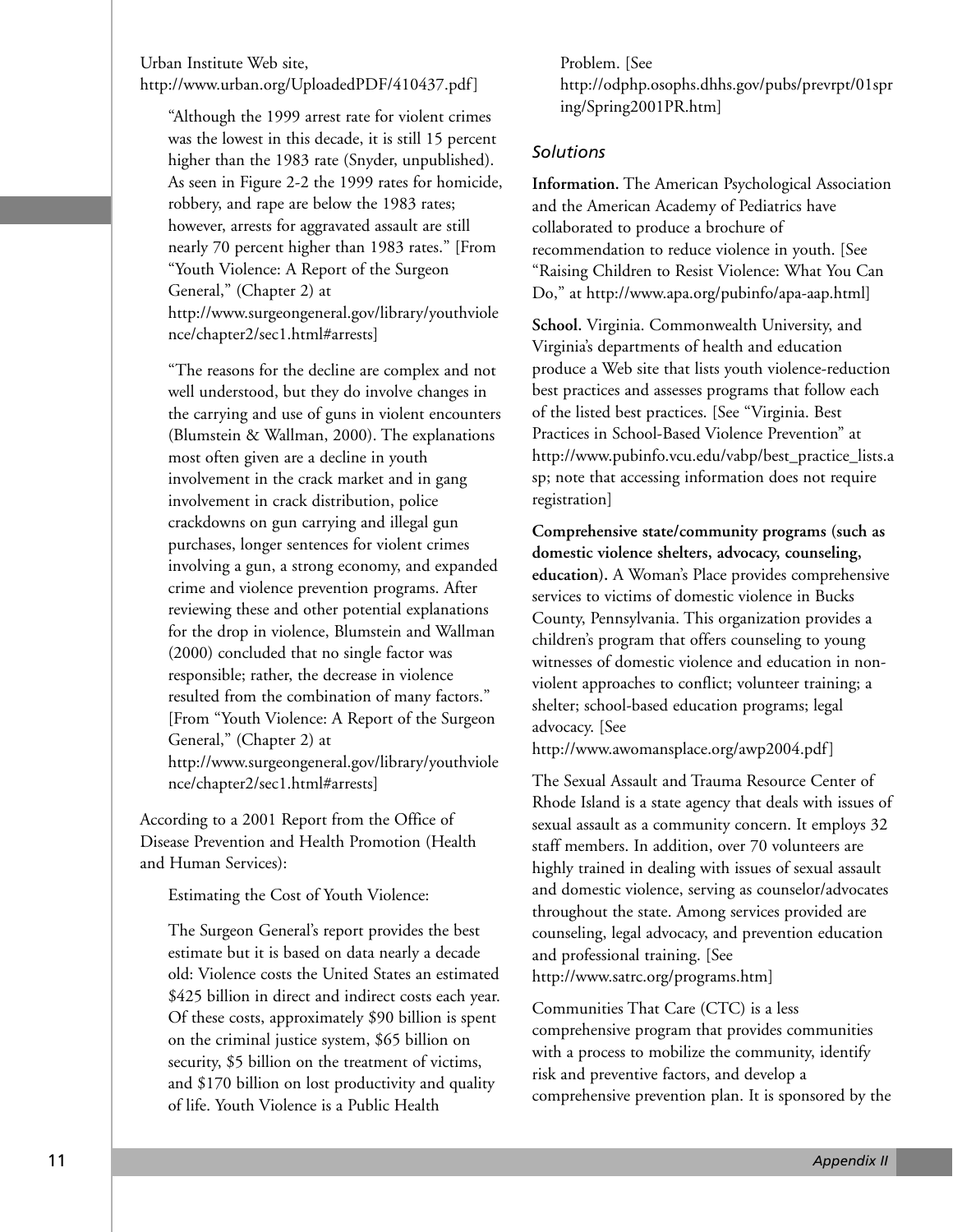Urban Institute Web site, http://www.urban.org/UploadedPDF/410437.pdf]

> "Although the 1999 arrest rate for violent crimes was the lowest in this decade, it is still 15 percent higher than the 1983 rate (Snyder, unpublished). As seen in Figure 2-2 the 1999 rates for homicide, robbery, and rape are below the 1983 rates; however, arrests for aggravated assault are still nearly 70 percent higher than 1983 rates." [From "Youth Violence: A Report of the Surgeon General," (Chapter 2) at http://www.surgeongeneral.gov/library/youthviolence/chapter2/sec1.html#arrests]

> "The reasons for the decline are complex and not well understood, but they do involve changes in the carrying and use of guns in violent encounters (Blumstein & Wallman, 2000). The explanations most often given are a decline in youth involvement in the crack market and in gang involvement in crack distribution, police crackdowns on gun carrying and illegal gun purchases, longer sentences for violent crimes involving a gun, a strong economy, and expanded crime and violence prevention programs. After reviewing these and other potential explanations for the drop in violence, Blumstein and Wallman (2000) concluded that no single factor was responsible; rather, the decrease in violence resulted from the combination of many factors." [From "Youth Violence: A Report of the Surgeon General," (Chapter 2) at http://www.surgeongeneral.gov/library/youthviolence/chapter2/sec1.html#arrests]

According to a 2001 Report from the Office of Disease Prevention and Health Promotion (Health and Human Services):

> Estimating the Cost of Youth Violence:
>
> The Surgeon General's report provides the best estimate but it is based on data nearly a decade old: Violence costs the United States an estimated $425 billion in direct and indirect costs each year. Of these costs, approximately $90 billion is spent on the criminal justice system, $65 billion on security, $5 billion on the treatment of victims, and $170 billion on lost productivity and quality of life. Youth Violence is a Public Health Problem. [See http://odphp.osophs.dhhs.gov/pubs/prevrpt/01spring/Spring2001PR.htm]

### *Solutions*

**Information.** The American Psychological Association and the American Academy of Pediatrics have collaborated to produce a brochure of recommendation to reduce violence in youth. [See "Raising Children to Resist Violence: What You Can Do," at http://www.apa.org/pubinfo/apa-aap.html]

**School.** Virginia. Commonwealth University, and Virginia's departments of health and education produce a Web site that lists youth violence-reduction best practices and assesses programs that follow each of the listed best practices. [See "Virginia. Best Practices in School-Based Violence Prevention" at http://www.pubinfo.vcu.edu/vabp/best_practice_lists.asp; note that accessing information does not require registration]

**Comprehensive state/community programs (such as domestic violence shelters, advocacy, counseling, education).** A Woman's Place provides comprehensive services to victims of domestic violence in Bucks County, Pennsylvania. This organization provides a children's program that offers counseling to young witnesses of domestic violence and education in non-violent approaches to conflict; volunteer training; a shelter; school-based education programs; legal advocacy. [See http://www.awomansplace.org/awp2004.pdf]

The Sexual Assault and Trauma Resource Center of Rhode Island is a state agency that deals with issues of sexual assault as a community concern. It employs 32 staff members. In addition, over 70 volunteers are highly trained in dealing with issues of sexual assault and domestic violence, serving as counselor/advocates throughout the state. Among services provided are counseling, legal advocacy, and prevention education and professional training. [See http://www.satrc.org/programs.htm]

Communities That Care (CTC) is a less comprehensive program that provides communities with a process to mobilize the community, identify risk and preventive factors, and develop a comprehensive prevention plan. It is sponsored by the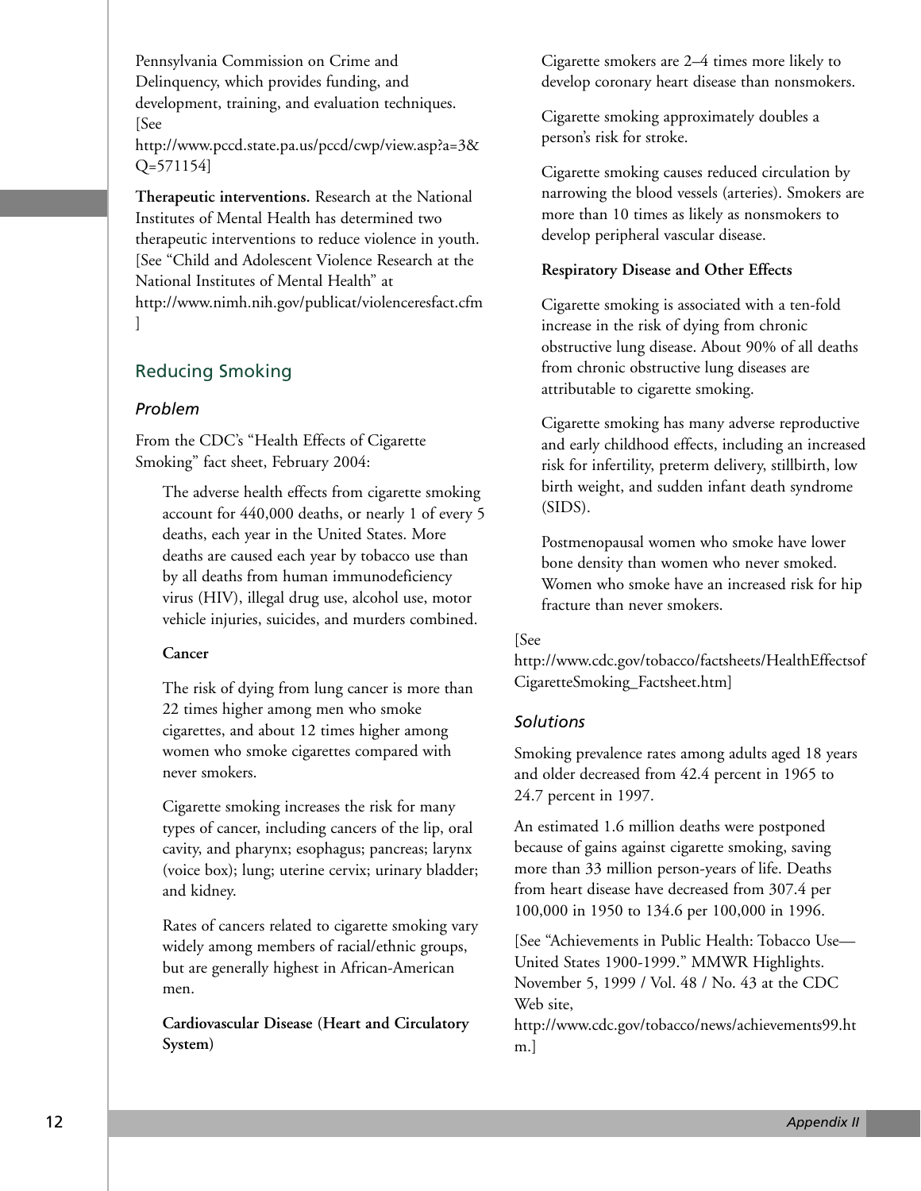Pennsylvania Commission on Crime and Delinquency, which provides funding, and development, training, and evaluation techniques. [See http://www.pccd.state.pa.us/pccd/cwp/view.asp?a=3&Q=571154]

**Therapeutic interventions.** Research at the National Institutes of Mental Health has determined two therapeutic interventions to reduce violence in youth. [See "Child and Adolescent Violence Research at the National Institutes of Mental Health" at http://www.nimh.nih.gov/publicat/violenceresfact.cfm]

## Reducing Smoking

### *Problem*

From the CDC's "Health Effects of Cigarette Smoking" fact sheet, February 2004:

> The adverse health effects from cigarette smoking account for 440,000 deaths, or nearly 1 of every 5 deaths, each year in the United States. More deaths are caused each year by tobacco use than by all deaths from human immunodeficiency virus (HIV), illegal drug use, alcohol use, motor vehicle injuries, suicides, and murders combined.
>
> **Cancer**
>
> The risk of dying from lung cancer is more than 22 times higher among men who smoke cigarettes, and about 12 times higher among women who smoke cigarettes compared with never smokers.
>
> Cigarette smoking increases the risk for many types of cancer, including cancers of the lip, oral cavity, and pharynx; esophagus; pancreas; larynx (voice box); lung; uterine cervix; urinary bladder; and kidney.
>
> Rates of cancers related to cigarette smoking vary widely among members of racial/ethnic groups, but are generally highest in African-American men.
>
> **Cardiovascular Disease (Heart and Circulatory System)**
>
> Cigarette smokers are 2–4 times more likely to develop coronary heart disease than nonsmokers.
>
> Cigarette smoking approximately doubles a person's risk for stroke.
>
> Cigarette smoking causes reduced circulation by narrowing the blood vessels (arteries). Smokers are more than 10 times as likely as nonsmokers to develop peripheral vascular disease.
>
> **Respiratory Disease and Other Effects**
>
> Cigarette smoking is associated with a ten-fold increase in the risk of dying from chronic obstructive lung disease. About 90% of all deaths from chronic obstructive lung diseases are attributable to cigarette smoking.
>
> Cigarette smoking has many adverse reproductive and early childhood effects, including an increased risk for infertility, preterm delivery, stillbirth, low birth weight, and sudden infant death syndrome (SIDS).
>
> Postmenopausal women who smoke have lower bone density than women who never smoked. Women who smoke have an increased risk for hip fracture than never smokers.

[See http://www.cdc.gov/tobacco/factsheets/HealthEffectsofCigaretteSmoking_Factsheet.htm]

### *Solutions*

Smoking prevalence rates among adults aged 18 years and older decreased from 42.4 percent in 1965 to 24.7 percent in 1997.

An estimated 1.6 million deaths were postponed because of gains against cigarette smoking, saving more than 33 million person-years of life. Deaths from heart disease have decreased from 307.4 per 100,000 in 1950 to 134.6 per 100,000 in 1996.

[See "Achievements in Public Health: Tobacco Use—United States 1900-1999." MMWR Highlights. November 5, 1999 / Vol. 48 / No. 43 at the CDC Web site, http://www.cdc.gov/tobacco/news/achievements99.htm.]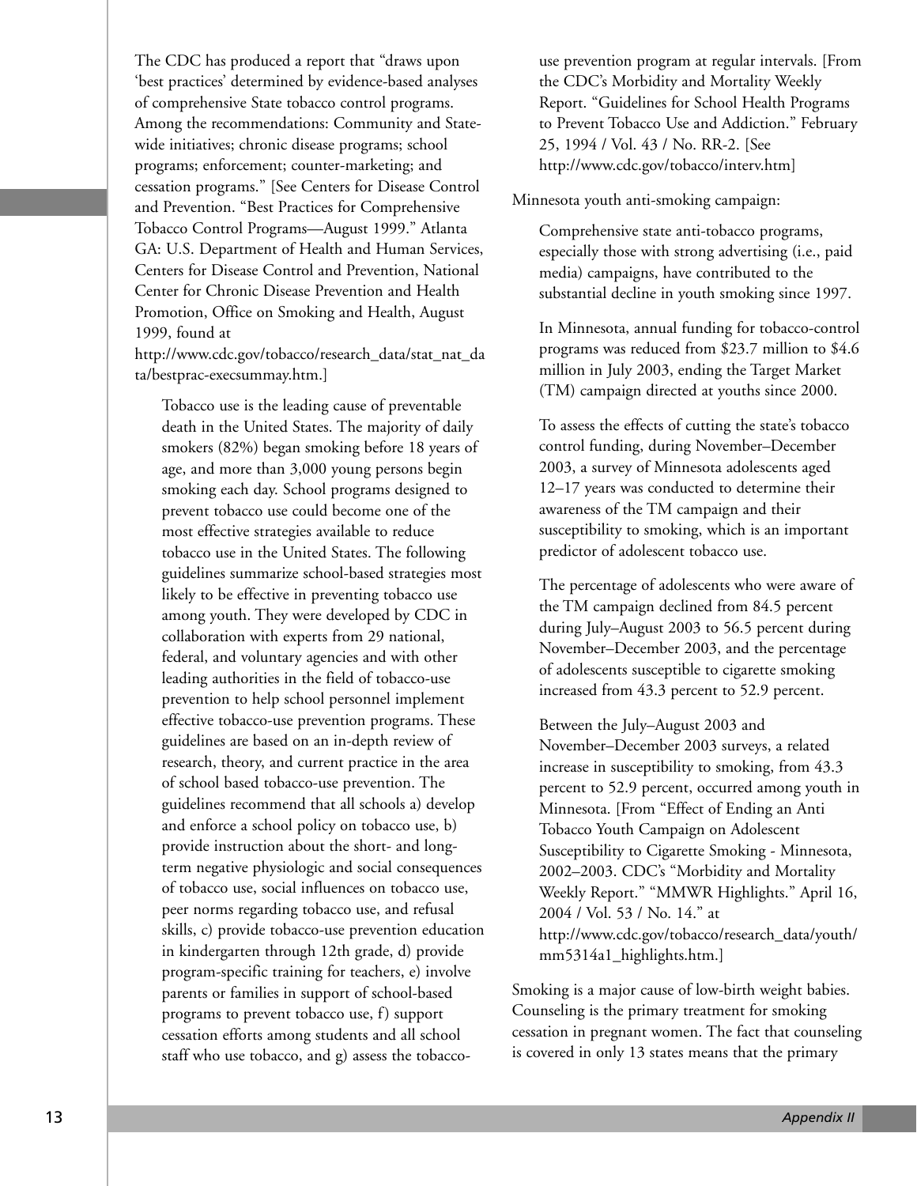The CDC has produced a report that "draws upon 'best practices' determined by evidence-based analyses of comprehensive State tobacco control programs. Among the recommendations: Community and State-wide initiatives; chronic disease programs; school programs; enforcement; counter-marketing; and cessation programs." [See Centers for Disease Control and Prevention. "Best Practices for Comprehensive Tobacco Control Programs—August 1999." Atlanta GA: U.S. Department of Health and Human Services, Centers for Disease Control and Prevention, National Center for Chronic Disease Prevention and Health Promotion, Office on Smoking and Health, August 1999, found at http://www.cdc.gov/tobacco/research_data/stat_nat_data/bestprac-execsummay.htm.]

> Tobacco use is the leading cause of preventable death in the United States. The majority of daily smokers (82%) began smoking before 18 years of age, and more than 3,000 young persons begin smoking each day. School programs designed to prevent tobacco use could become one of the most effective strategies available to reduce tobacco use in the United States. The following guidelines summarize school-based strategies most likely to be effective in preventing tobacco use among youth. They were developed by CDC in collaboration with experts from 29 national, federal, and voluntary agencies and with other leading authorities in the field of tobacco-use prevention to help school personnel implement effective tobacco-use prevention programs. These guidelines are based on an in-depth review of research, theory, and current practice in the area of school based tobacco-use prevention. The guidelines recommend that all schools a) develop and enforce a school policy on tobacco use, b) provide instruction about the short- and long-term negative physiologic and social consequences of tobacco use, social influences on tobacco use, peer norms regarding tobacco use, and refusal skills, c) provide tobacco-use prevention education in kindergarten through 12th grade, d) provide program-specific training for teachers, e) involve parents or families in support of school-based programs to prevent tobacco use, f) support cessation efforts among students and all school staff who use tobacco, and g) assess the tobacco-use prevention program at regular intervals. [From the CDC's Morbidity and Mortality Weekly Report. "Guidelines for School Health Programs to Prevent Tobacco Use and Addiction." February 25, 1994 / Vol. 43 / No. RR-2. [See http://www.cdc.gov/tobacco/interv.htm]

Minnesota youth anti-smoking campaign:

> Comprehensive state anti-tobacco programs, especially those with strong advertising (i.e., paid media) campaigns, have contributed to the substantial decline in youth smoking since 1997.
>
> In Minnesota, annual funding for tobacco-control programs was reduced from $23.7 million to $4.6 million in July 2003, ending the Target Market (TM) campaign directed at youths since 2000.
>
> To assess the effects of cutting the state's tobacco control funding, during November–December 2003, a survey of Minnesota adolescents aged 12–17 years was conducted to determine their awareness of the TM campaign and their susceptibility to smoking, which is an important predictor of adolescent tobacco use.
>
> The percentage of adolescents who were aware of the TM campaign declined from 84.5 percent during July–August 2003 to 56.5 percent during November–December 2003, and the percentage of adolescents susceptible to cigarette smoking increased from 43.3 percent to 52.9 percent.
>
> Between the July–August 2003 and November–December 2003 surveys, a related increase in susceptibility to smoking, from 43.3 percent to 52.9 percent, occurred among youth in Minnesota. [From "Effect of Ending an Anti Tobacco Youth Campaign on Adolescent Susceptibility to Cigarette Smoking - Minnesota, 2002–2003. CDC's "Morbidity and Mortality Weekly Report." "MMWR Highlights." April 16, 2004 / Vol. 53 / No. 14." at http://www.cdc.gov/tobacco/research_data/youth/mm5314a1_highlights.htm.]

Smoking is a major cause of low-birth weight babies. Counseling is the primary treatment for smoking cessation in pregnant women. The fact that counseling is covered in only 13 states means that the primary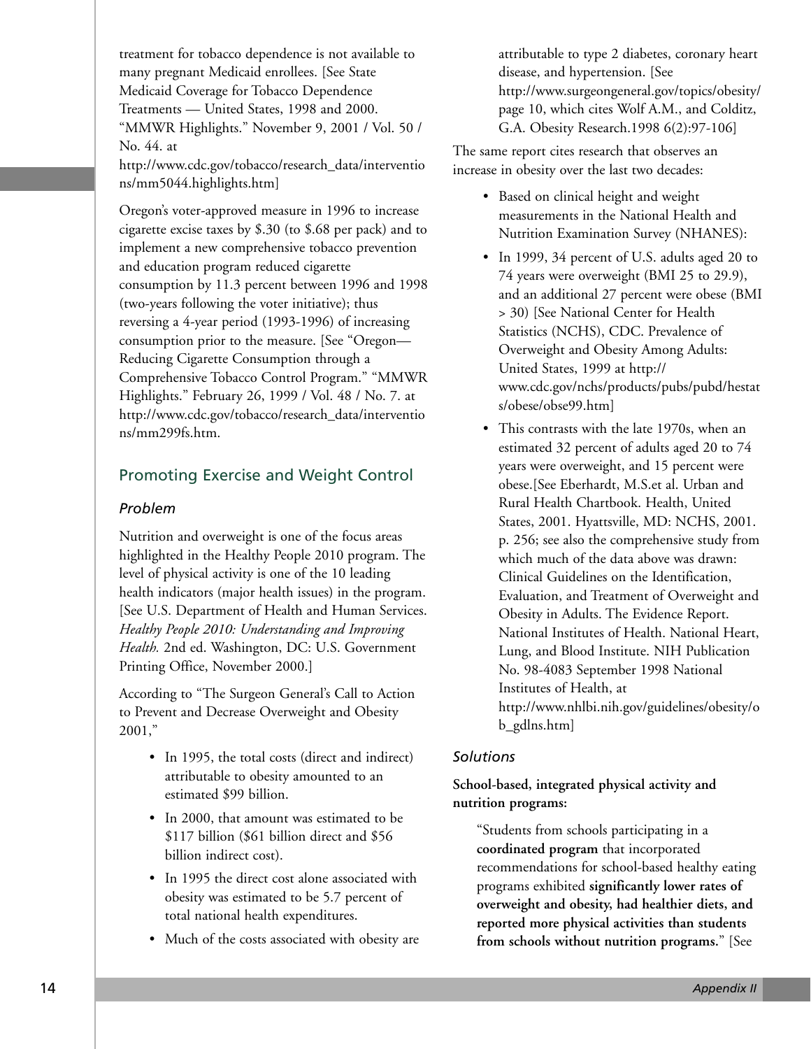treatment for tobacco dependence is not available to many pregnant Medicaid enrollees. [See State Medicaid Coverage for Tobacco Dependence Treatments — United States, 1998 and 2000. "MMWR Highlights." November 9, 2001 / Vol. 50 / No. 44. at http://www.cdc.gov/tobacco/research_data/interventions/mm5044.highlights.htm]

Oregon's voter-approved measure in 1996 to increase cigarette excise taxes by $.30 (to $.68 per pack) and to implement a new comprehensive tobacco prevention and education program reduced cigarette consumption by 11.3 percent between 1996 and 1998 (two-years following the voter initiative); thus reversing a 4-year period (1993-1996) of increasing consumption prior to the measure. [See "Oregon—Reducing Cigarette Consumption through a Comprehensive Tobacco Control Program." "MMWR Highlights." February 26, 1999 / Vol. 48 / No. 7. at http://www.cdc.gov/tobacco/research_data/interventions/mm299fs.htm.

## Promoting Exercise and Weight Control

### *Problem*

Nutrition and overweight is one of the focus areas highlighted in the Healthy People 2010 program. The level of physical activity is one of the 10 leading health indicators (major health issues) in the program. [See U.S. Department of Health and Human Services. *Healthy People 2010: Understanding and Improving Health.* 2nd ed. Washington, DC: U.S. Government Printing Office, November 2000.]

According to "The Surgeon General's Call to Action to Prevent and Decrease Overweight and Obesity 2001,"

- In 1995, the total costs (direct and indirect) attributable to obesity amounted to an estimated $99 billion.
- In 2000, that amount was estimated to be $117 billion ($61 billion direct and $56 billion indirect cost).
- In 1995 the direct cost alone associated with obesity was estimated to be 5.7 percent of total national health expenditures.
- Much of the costs associated with obesity are attributable to type 2 diabetes, coronary heart disease, and hypertension. [See http://www.surgeongeneral.gov/topics/obesity/ page 10, which cites Wolf A.M., and Colditz, G.A. Obesity Research.1998 6(2):97-106]

The same report cites research that observes an increase in obesity over the last two decades:

- Based on clinical height and weight measurements in the National Health and Nutrition Examination Survey (NHANES):
- In 1999, 34 percent of U.S. adults aged 20 to 74 years were overweight (BMI 25 to 29.9), and an additional 27 percent were obese (BMI > 30) [See National Center for Health Statistics (NCHS), CDC. Prevalence of Overweight and Obesity Among Adults: United States, 1999 at http://www.cdc.gov/nchs/products/pubs/pubd/hestats/obese/obse99.htm]
- This contrasts with the late 1970s, when an estimated 32 percent of adults aged 20 to 74 years were overweight, and 15 percent were obese.[See Eberhardt, M.S.et al. Urban and Rural Health Chartbook. Health, United States, 2001. Hyattsville, MD: NCHS, 2001. p. 256; see also the comprehensive study from which much of the data above was drawn: Clinical Guidelines on the Identification, Evaluation, and Treatment of Overweight and Obesity in Adults. The Evidence Report. National Institutes of Health. National Heart, Lung, and Blood Institute. NIH Publication No. 98-4083 September 1998 National Institutes of Health, at http://www.nhlbi.nih.gov/guidelines/obesity/ob_gdlns.htm]

### *Solutions*

**School-based, integrated physical activity and nutrition programs:**

"Students from schools participating in a **coordinated program** that incorporated recommendations for school-based healthy eating programs exhibited **significantly lower rates of overweight and obesity, had healthier diets, and reported more physical activities than students from schools without nutrition programs.**" [See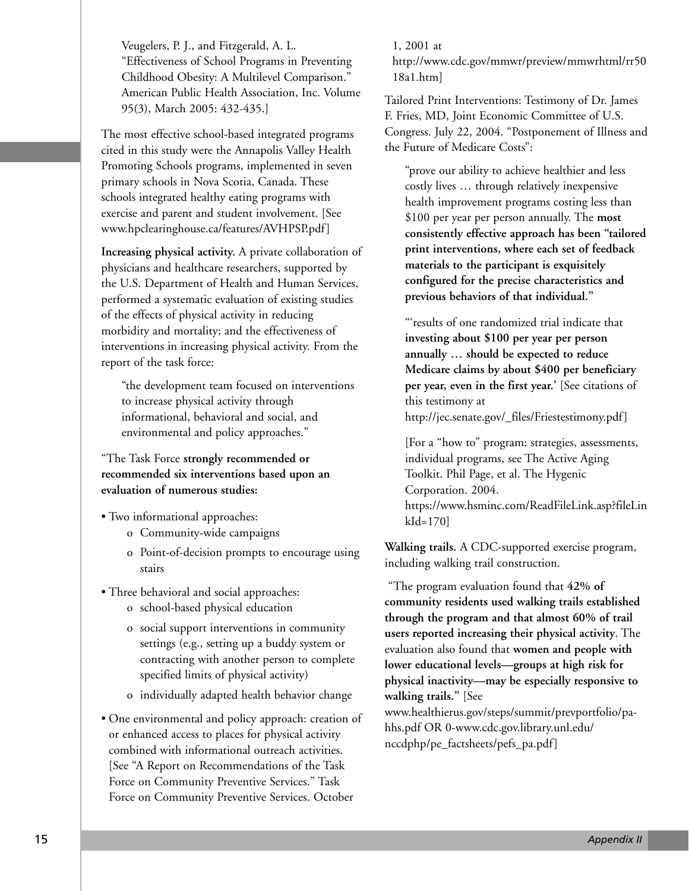Veugelers, P. J., and Fitzgerald, A. L. "Effectiveness of School Programs in Preventing Childhood Obesity: A Multilevel Comparison." American Public Health Association, Inc. Volume 95(3), March 2005: 432-435.]

The most effective school-based integrated programs cited in this study were the Annapolis Valley Health Promoting Schools programs, implemented in seven primary schools in Nova Scotia, Canada. These schools integrated healthy eating programs with exercise and parent and student involvement. [See www.hpclearinghouse.ca/features/AVHPSP.pdf]

**Increasing physical activity.** A private collaboration of physicians and healthcare researchers, supported by the U.S. Department of Health and Human Services, performed a systematic evaluation of existing studies of the effects of physical activity in reducing morbidity and mortality; and the effectiveness of interventions in increasing physical activity. From the report of the task force:

> "the development team focused on interventions to increase physical activity through informational, behavioral and social, and environmental and policy approaches."

"The Task Force **strongly recommended or recommended six interventions based upon an evaluation of numerous studies:**

- Two informational approaches:
  - Community-wide campaigns
  - Point-of-decision prompts to encourage using stairs
- Three behavioral and social approaches:
  - school-based physical education
  - social support interventions in community settings (e.g., setting up a buddy system or contracting with another person to complete specified limits of physical activity)
  - individually adapted health behavior change
- One environmental and policy approach: creation of or enhanced access to places for physical activity combined with informational outreach activities. [See "A Report on Recommendations of the Task Force on Community Preventive Services." Task Force on Community Preventive Services. October 1, 2001 at http://www.cdc.gov/mmwr/preview/mmwrhtml/rr5018a1.htm]

Tailored Print Interventions: Testimony of Dr. James F. Fries, MD, Joint Economic Committee of U.S. Congress. July 22, 2004. "Postponement of Illness and the Future of Medicare Costs":

> "prove our ability to achieve healthier and less costly lives … through relatively inexpensive health improvement programs costing less than $100 per year per person annually. The **most consistently effective approach has been "tailored print interventions, where each set of feedback materials to the participant is exquisitely configured for the precise characteristics and previous behaviors of that individual."**

> "'results of one randomized trial indicate that **investing about $100 per year per person annually … should be expected to reduce Medicare claims by about $400 per beneficiary per year, even in the first year.**' [See citations of this testimony at http://jec.senate.gov/_files/Friestestimony.pdf]

> [For a "how to" program: strategies, assessments, individual programs, see The Active Aging Toolkit. Phil Page, et al. The Hygenic Corporation. 2004. https://www.hsminc.com/ReadFileLink.asp?fileLinkId=170]

**Walking trails.** A CDC-supported exercise program, including walking trail construction.

"The program evaluation found that **42% of community residents used walking trails established through the program and that almost 60% of trail users reported increasing their physical activity**. The evaluation also found that **women and people with lower educational levels—groups at high risk for physical inactivity—may be especially responsive to walking trails."** [See www.healthierus.gov/steps/summit/prevportfolio/pa-hhs.pdf OR 0-www.cdc.gov.library.unl.edu/nccdphp/pe_factsheets/pefs_pa.pdf]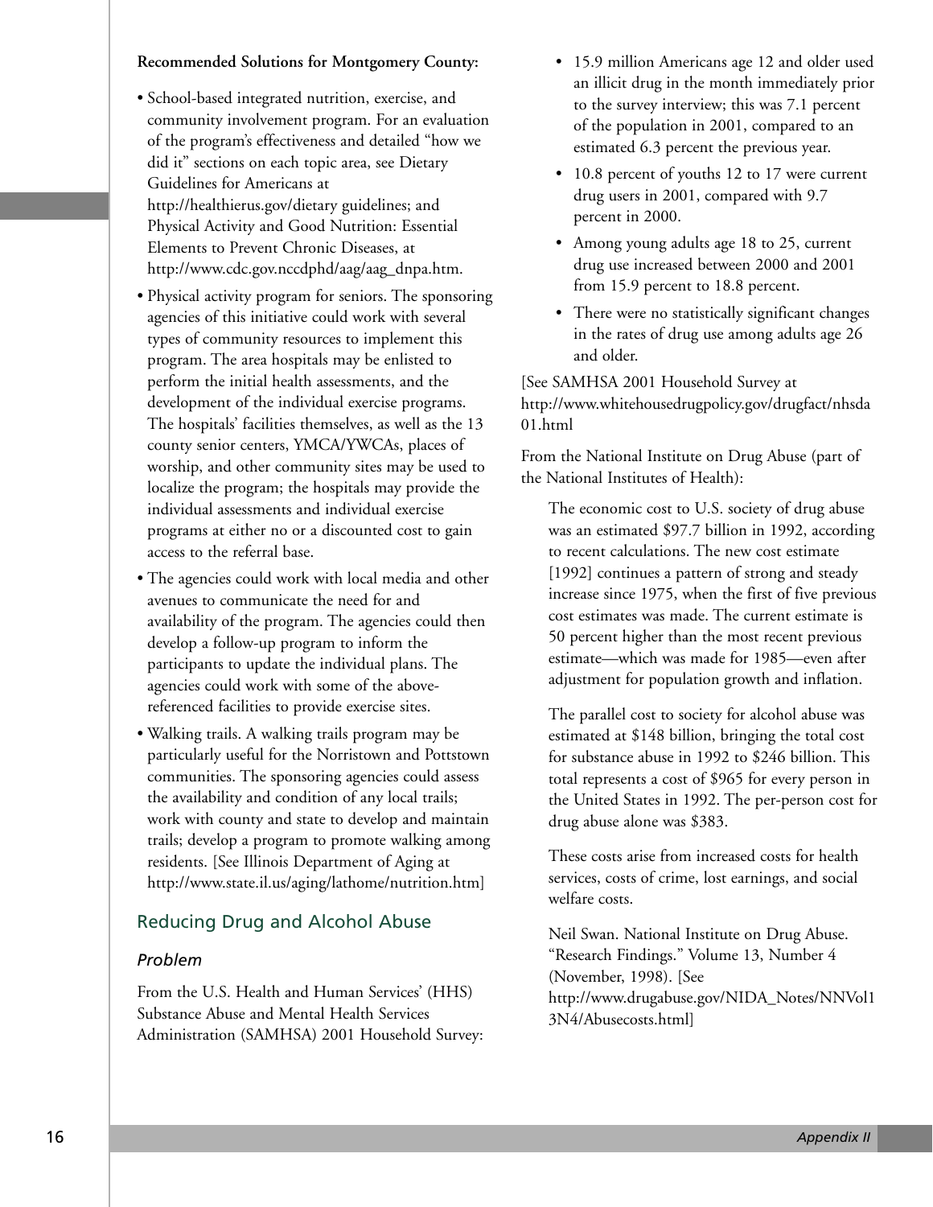**Recommended Solutions for Montgomery County:**

- School-based integrated nutrition, exercise, and community involvement program. For an evaluation of the program's effectiveness and detailed "how we did it" sections on each topic area, see Dietary Guidelines for Americans at http://healthierus.gov/dietary guidelines; and Physical Activity and Good Nutrition: Essential Elements to Prevent Chronic Diseases, at http://www.cdc.gov.nccdphd/aag/aag_dnpa.htm.
- Physical activity program for seniors. The sponsoring agencies of this initiative could work with several types of community resources to implement this program. The area hospitals may be enlisted to perform the initial health assessments, and the development of the individual exercise programs. The hospitals' facilities themselves, as well as the 13 county senior centers, YMCA/YWCAs, places of worship, and other community sites may be used to localize the program; the hospitals may provide the individual assessments and individual exercise programs at either no or a discounted cost to gain access to the referral base.
- The agencies could work with local media and other avenues to communicate the need for and availability of the program. The agencies could then develop a follow-up program to inform the participants to update the individual plans. The agencies could work with some of the above-referenced facilities to provide exercise sites.
- Walking trails. A walking trails program may be particularly useful for the Norristown and Pottstown communities. The sponsoring agencies could assess the availability and condition of any local trails; work with county and state to develop and maintain trails; develop a program to promote walking among residents. [See Illinois Department of Aging at http://www.state.il.us/aging/lathome/nutrition.htm]

## Reducing Drug and Alcohol Abuse

### *Problem*

From the U.S. Health and Human Services' (HHS) Substance Abuse and Mental Health Services Administration (SAMHSA) 2001 Household Survey:

- 15.9 million Americans age 12 and older used an illicit drug in the month immediately prior to the survey interview; this was 7.1 percent of the population in 2001, compared to an estimated 6.3 percent the previous year.
- 10.8 percent of youths 12 to 17 were current drug users in 2001, compared with 9.7 percent in 2000.
- Among young adults age 18 to 25, current drug use increased between 2000 and 2001 from 15.9 percent to 18.8 percent.
- There were no statistically significant changes in the rates of drug use among adults age 26 and older.

[See SAMHSA 2001 Household Survey at http://www.whitehousedrugpolicy.gov/drugfact/nhsda01.html

From the National Institute on Drug Abuse (part of the National Institutes of Health):

> The economic cost to U.S. society of drug abuse was an estimated $97.7 billion in 1992, according to recent calculations. The new cost estimate [1992] continues a pattern of strong and steady increase since 1975, when the first of five previous cost estimates was made. The current estimate is 50 percent higher than the most recent previous estimate—which was made for 1985—even after adjustment for population growth and inflation.
>
> The parallel cost to society for alcohol abuse was estimated at $148 billion, bringing the total cost for substance abuse in 1992 to $246 billion. This total represents a cost of $965 for every person in the United States in 1992. The per-person cost for drug abuse alone was $383.
>
> These costs arise from increased costs for health services, costs of crime, lost earnings, and social welfare costs.
>
> Neil Swan. National Institute on Drug Abuse. "Research Findings." Volume 13, Number 4 (November, 1998). [See http://www.drugabuse.gov/NIDA_Notes/NNVol13N4/Abusecosts.html]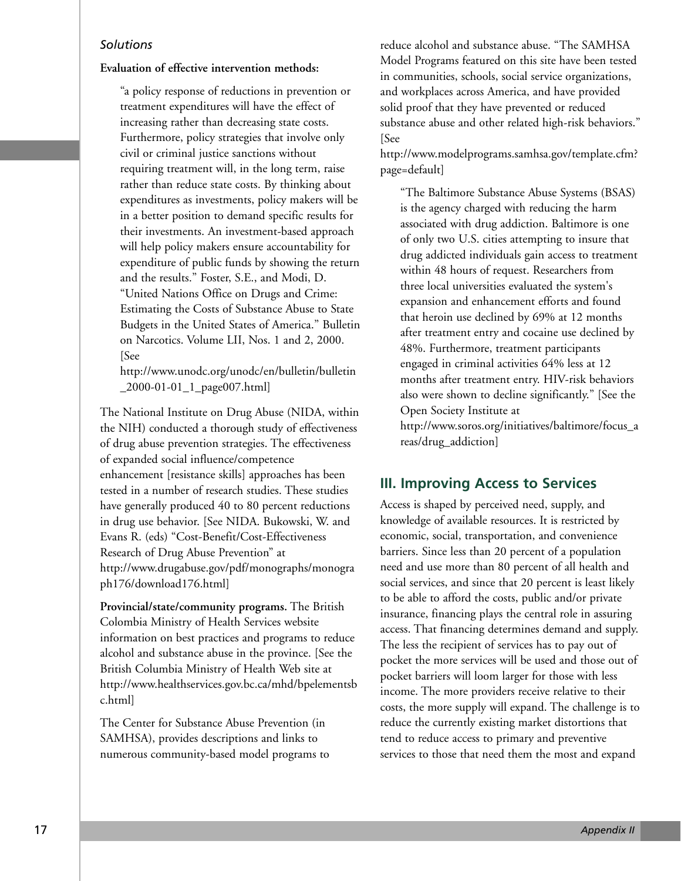*Solutions*

**Evaluation of effective intervention methods:**

> "a policy response of reductions in prevention or treatment expenditures will have the effect of increasing rather than decreasing state costs. Furthermore, policy strategies that involve only civil or criminal justice sanctions without requiring treatment will, in the long term, raise rather than reduce state costs. By thinking about expenditures as investments, policy makers will be in a better position to demand specific results for their investments. An investment-based approach will help policy makers ensure accountability for expenditure of public funds by showing the return and the results." Foster, S.E., and Modi, D. "United Nations Office on Drugs and Crime: Estimating the Costs of Substance Abuse to State Budgets in the United States of America." Bulletin on Narcotics. Volume LII, Nos. 1 and 2, 2000. [See http://www.unodc.org/unodc/en/bulletin/bulletin_2000-01-01_1_page007.html]

The National Institute on Drug Abuse (NIDA, within the NIH) conducted a thorough study of effectiveness of drug abuse prevention strategies. The effectiveness of expanded social influence/competence enhancement [resistance skills] approaches has been tested in a number of research studies. These studies have generally produced 40 to 80 percent reductions in drug use behavior. [See NIDA. Bukowski, W. and Evans R. (eds) "Cost-Benefit/Cost-Effectiveness Research of Drug Abuse Prevention" at http://www.drugabuse.gov/pdf/monographs/monograph176/download176.html]

**Provincial/state/community programs.** The British Colombia Ministry of Health Services website information on best practices and programs to reduce alcohol and substance abuse in the province. [See the British Columbia Ministry of Health Web site at http://www.healthservices.gov.bc.ca/mhd/bpelementsbc.html]

The Center for Substance Abuse Prevention (in SAMHSA), provides descriptions and links to numerous community-based model programs to reduce alcohol and substance abuse. "The SAMHSA Model Programs featured on this site have been tested in communities, schools, social service organizations, and workplaces across America, and have provided solid proof that they have prevented or reduced substance abuse and other related high-risk behaviors." [See http://www.modelprograms.samhsa.gov/template.cfm?page=default]

> "The Baltimore Substance Abuse Systems (BSAS) is the agency charged with reducing the harm associated with drug addiction. Baltimore is one of only two U.S. cities attempting to insure that drug addicted individuals gain access to treatment within 48 hours of request. Researchers from three local universities evaluated the system's expansion and enhancement efforts and found that heroin use declined by 69% at 12 months after treatment entry and cocaine use declined by 48%. Furthermore, treatment participants engaged in criminal activities 64% less at 12 months after treatment entry. HIV-risk behaviors also were shown to decline significantly." [See the Open Society Institute at http://www.soros.org/initiatives/baltimore/focus_areas/drug_addiction]

## III. Improving Access to Services

Access is shaped by perceived need, supply, and knowledge of available resources. It is restricted by economic, social, transportation, and convenience barriers. Since less than 20 percent of a population need and use more than 80 percent of all health and social services, and since that 20 percent is least likely to be able to afford the costs, public and/or private insurance, financing plays the central role in assuring access. That financing determines demand and supply. The less the recipient of services has to pay out of pocket the more services will be used and those out of pocket barriers will loom larger for those with less income. The more providers receive relative to their costs, the more supply will expand. The challenge is to reduce the currently existing market distortions that tend to reduce access to primary and preventive services to those that need them the most and expand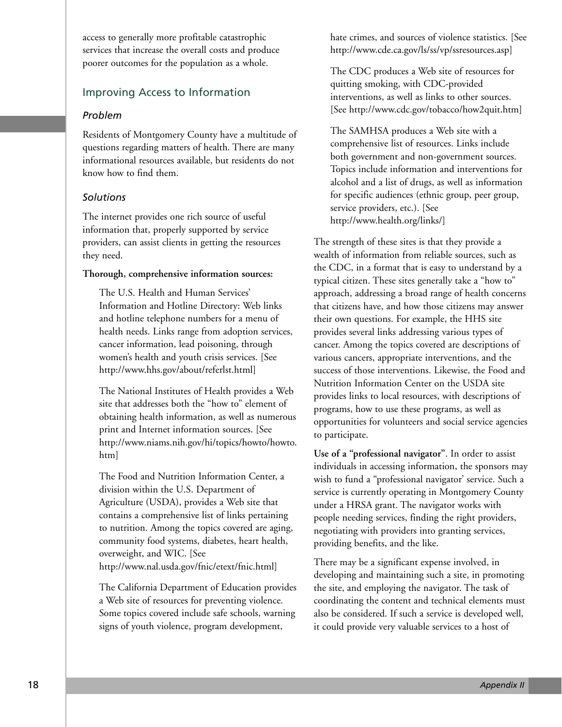access to generally more profitable catastrophic services that increase the overall costs and produce poorer outcomes for the population as a whole.

## Improving Access to Information

### *Problem*

Residents of Montgomery County have a multitude of questions regarding matters of health. There are many informational resources available, but residents do not know how to find them.

### *Solutions*

The internet provides one rich source of useful information that, properly supported by service providers, can assist clients in getting the resources they need.

**Thorough, comprehensive information sources:**

The U.S. Health and Human Services' Information and Hotline Directory: Web links and hotline telephone numbers for a menu of health needs. Links range from adoption services, cancer information, lead poisoning, through women's health and youth crisis services. [See http://www.hhs.gov/about/referlst.html]

The National Institutes of Health provides a Web site that addresses both the "how to" element of obtaining health information, as well as numerous print and Internet information sources. [See http://www.niams.nih.gov/hi/topics/howto/howto.htm]

The Food and Nutrition Information Center, a division within the U.S. Department of Agriculture (USDA), provides a Web site that contains a comprehensive list of links pertaining to nutrition. Among the topics covered are aging, community food systems, diabetes, heart health, overweight, and WIC. [See http://www.nal.usda.gov/fnic/etext/fnic.html]

The California Department of Education provides a Web site of resources for preventing violence. Some topics covered include safe schools, warning signs of youth violence, program development, hate crimes, and sources of violence statistics. [See http://www.cde.ca.gov/ls/ss/vp/ssresources.asp]

The CDC produces a Web site of resources for quitting smoking, with CDC-provided interventions, as well as links to other sources. [See http://www.cdc.gov/tobacco/how2quit.htm]

The SAMHSA produces a Web site with a comprehensive list of resources. Links include both government and non-government sources. Topics include information and interventions for alcohol and a list of drugs, as well as information for specific audiences (ethnic group, peer group, service providers, etc.). [See http://www.health.org/links/]

The strength of these sites is that they provide a wealth of information from reliable sources, such as the CDC, in a format that is easy to understand by a typical citizen. These sites generally take a "how to" approach, addressing a broad range of health concerns that citizens have, and how those citizens may answer their own questions. For example, the HHS site provides several links addressing various types of cancer. Among the topics covered are descriptions of various cancers, appropriate interventions, and the success of those interventions. Likewise, the Food and Nutrition Information Center on the USDA site provides links to local resources, with descriptions of programs, how to use these programs, as well as opportunities for volunteers and social service agencies to participate.

**Use of a "professional navigator"**. In order to assist individuals in accessing information, the sponsors may wish to fund a "professional navigator' service. Such a service is currently operating in Montgomery County under a HRSA grant. The navigator works with people needing services, finding the right providers, negotiating with providers into granting services, providing benefits, and the like.

There may be a significant expense involved, in developing and maintaining such a site, in promoting the site, and employing the navigator. The task of coordinating the content and technical elements must also be considered. If such a service is developed well, it could provide very valuable services to a host of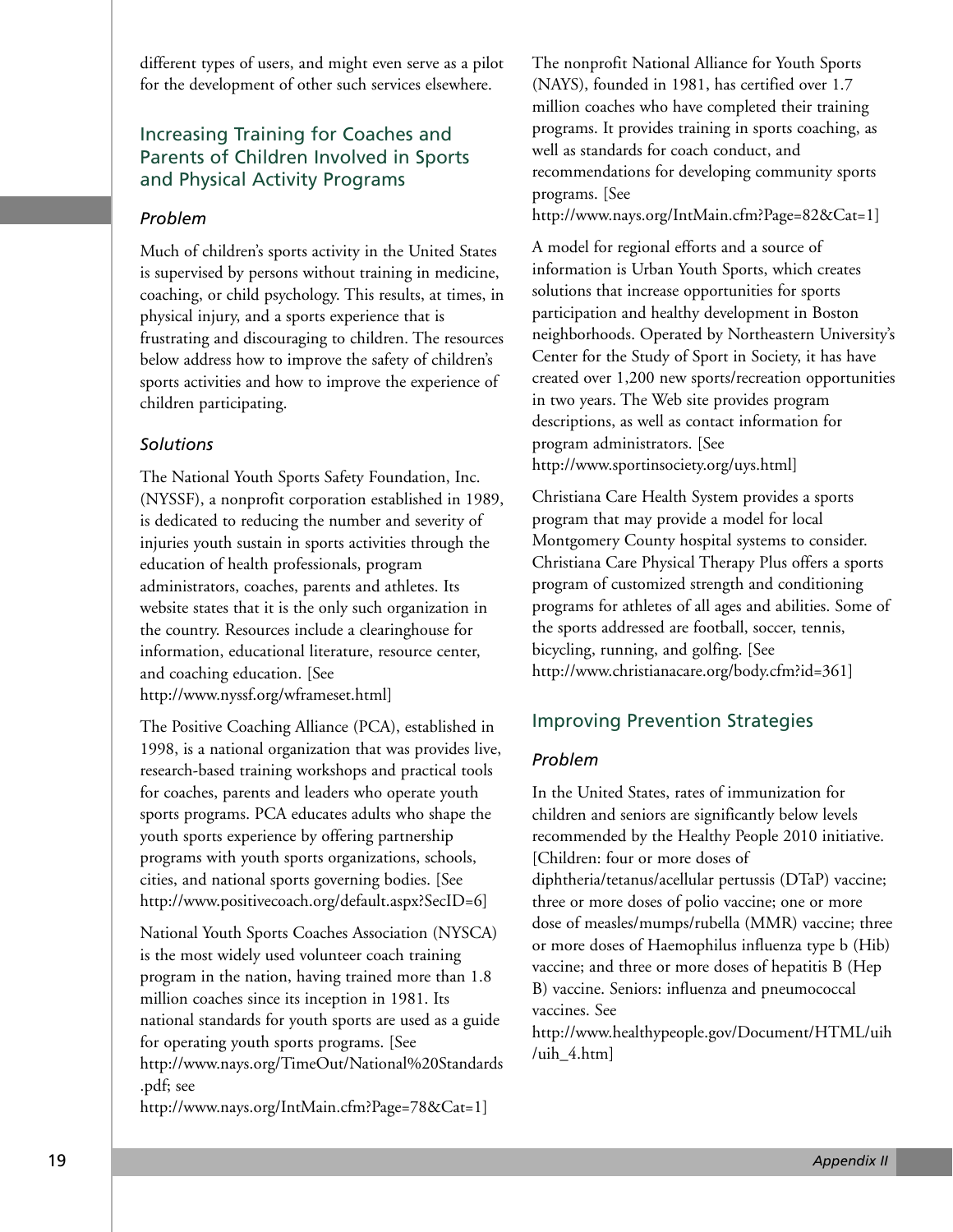different types of users, and might even serve as a pilot for the development of other such services elsewhere.

## Increasing Training for Coaches and Parents of Children Involved in Sports and Physical Activity Programs

### *Problem*

Much of children's sports activity in the United States is supervised by persons without training in medicine, coaching, or child psychology. This results, at times, in physical injury, and a sports experience that is frustrating and discouraging to children. The resources below address how to improve the safety of children's sports activities and how to improve the experience of children participating.

### *Solutions*

The National Youth Sports Safety Foundation, Inc. (NYSSF), a nonprofit corporation established in 1989, is dedicated to reducing the number and severity of injuries youth sustain in sports activities through the education of health professionals, program administrators, coaches, parents and athletes. Its website states that it is the only such organization in the country. Resources include a clearinghouse for information, educational literature, resource center, and coaching education. [See http://www.nyssf.org/wframeset.html]

The Positive Coaching Alliance (PCA), established in 1998, is a national organization that was provides live, research-based training workshops and practical tools for coaches, parents and leaders who operate youth sports programs. PCA educates adults who shape the youth sports experience by offering partnership programs with youth sports organizations, schools, cities, and national sports governing bodies. [See http://www.positivecoach.org/default.aspx?SecID=6]

National Youth Sports Coaches Association (NYSCA) is the most widely used volunteer coach training program in the nation, having trained more than 1.8 million coaches since its inception in 1981. Its national standards for youth sports are used as a guide for operating youth sports programs. [See http://www.nays.org/TimeOut/National%20Standards.pdf; see http://www.nays.org/IntMain.cfm?Page=78&Cat=1]

The nonprofit National Alliance for Youth Sports (NAYS), founded in 1981, has certified over 1.7 million coaches who have completed their training programs. It provides training in sports coaching, as well as standards for coach conduct, and recommendations for developing community sports programs. [See http://www.nays.org/IntMain.cfm?Page=82&Cat=1]

A model for regional efforts and a source of information is Urban Youth Sports, which creates solutions that increase opportunities for sports participation and healthy development in Boston neighborhoods. Operated by Northeastern University's Center for the Study of Sport in Society, it has have created over 1,200 new sports/recreation opportunities in two years. The Web site provides program descriptions, as well as contact information for program administrators. [See http://www.sportinsociety.org/uys.html]

Christiana Care Health System provides a sports program that may provide a model for local Montgomery County hospital systems to consider. Christiana Care Physical Therapy Plus offers a sports program of customized strength and conditioning programs for athletes of all ages and abilities. Some of the sports addressed are football, soccer, tennis, bicycling, running, and golfing. [See http://www.christianacare.org/body.cfm?id=361]

## Improving Prevention Strategies

### *Problem*

In the United States, rates of immunization for children and seniors are significantly below levels recommended by the Healthy People 2010 initiative. [Children: four or more doses of diphtheria/tetanus/acellular pertussis (DTaP) vaccine; three or more doses of polio vaccine; one or more dose of measles/mumps/rubella (MMR) vaccine; three or more doses of Haemophilus influenza type b (Hib) vaccine; and three or more doses of hepatitis B (Hep B) vaccine. Seniors: influenza and pneumococcal vaccines. See http://www.healthypeople.gov/Document/HTML/uih/uih_4.htm]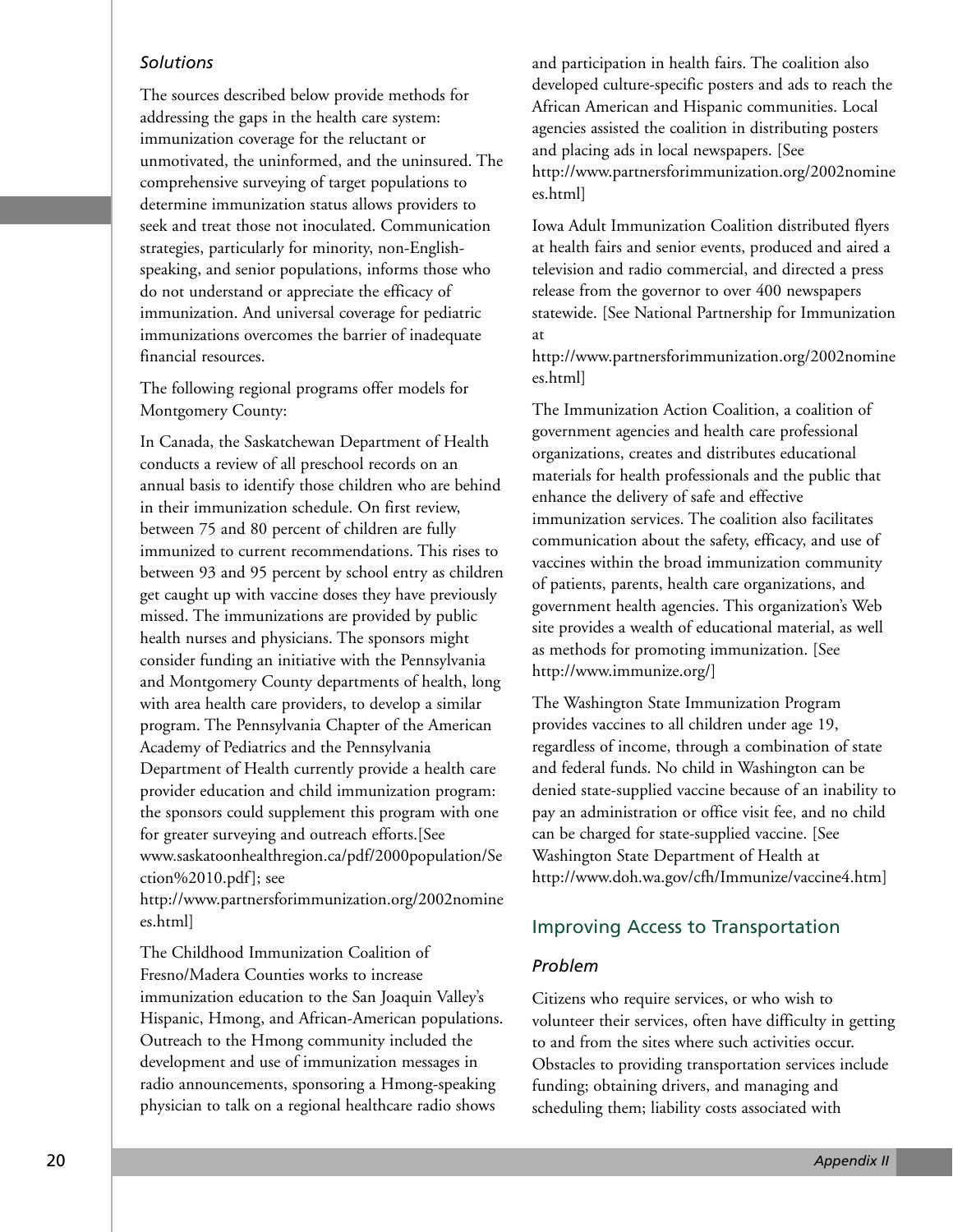*Solutions*

The sources described below provide methods for addressing the gaps in the health care system: immunization coverage for the reluctant or unmotivated, the uninformed, and the uninsured. The comprehensive surveying of target populations to determine immunization status allows providers to seek and treat those not inoculated. Communication strategies, particularly for minority, non-English-speaking, and senior populations, informs those who do not understand or appreciate the efficacy of immunization. And universal coverage for pediatric immunizations overcomes the barrier of inadequate financial resources.

The following regional programs offer models for Montgomery County:

In Canada, the Saskatchewan Department of Health conducts a review of all preschool records on an annual basis to identify those children who are behind in their immunization schedule. On first review, between 75 and 80 percent of children are fully immunized to current recommendations. This rises to between 93 and 95 percent by school entry as children get caught up with vaccine doses they have previously missed. The immunizations are provided by public health nurses and physicians. The sponsors might consider funding an initiative with the Pennsylvania and Montgomery County departments of health, long with area health care providers, to develop a similar program. The Pennsylvania Chapter of the American Academy of Pediatrics and the Pennsylvania Department of Health currently provide a health care provider education and child immunization program: the sponsors could supplement this program with one for greater surveying and outreach efforts.[See www.saskatoonhealthregion.ca/pdf/2000population/Section%2010.pdf]; see http://www.partnersforimmunization.org/2002nominees.html]

The Childhood Immunization Coalition of Fresno/Madera Counties works to increase immunization education to the San Joaquin Valley's Hispanic, Hmong, and African-American populations. Outreach to the Hmong community included the development and use of immunization messages in radio announcements, sponsoring a Hmong-speaking physician to talk on a regional healthcare radio shows and participation in health fairs. The coalition also developed culture-specific posters and ads to reach the African American and Hispanic communities. Local agencies assisted the coalition in distributing posters and placing ads in local newspapers. [See http://www.partnersforimmunization.org/2002nominees.html]

Iowa Adult Immunization Coalition distributed flyers at health fairs and senior events, produced and aired a television and radio commercial, and directed a press release from the governor to over 400 newspapers statewide. [See National Partnership for Immunization at http://www.partnersforimmunization.org/2002nominees.html]

The Immunization Action Coalition, a coalition of government agencies and health care professional organizations, creates and distributes educational materials for health professionals and the public that enhance the delivery of safe and effective immunization services. The coalition also facilitates communication about the safety, efficacy, and use of vaccines within the broad immunization community of patients, parents, health care organizations, and government health agencies. This organization's Web site provides a wealth of educational material, as well as methods for promoting immunization. [See http://www.immunize.org/]

The Washington State Immunization Program provides vaccines to all children under age 19, regardless of income, through a combination of state and federal funds. No child in Washington can be denied state-supplied vaccine because of an inability to pay an administration or office visit fee, and no child can be charged for state-supplied vaccine. [See Washington State Department of Health at http://www.doh.wa.gov/cfh/Immunize/vaccine4.htm]

## Improving Access to Transportation

*Problem*

Citizens who require services, or who wish to volunteer their services, often have difficulty in getting to and from the sites where such activities occur. Obstacles to providing transportation services include funding; obtaining drivers, and managing and scheduling them; liability costs associated with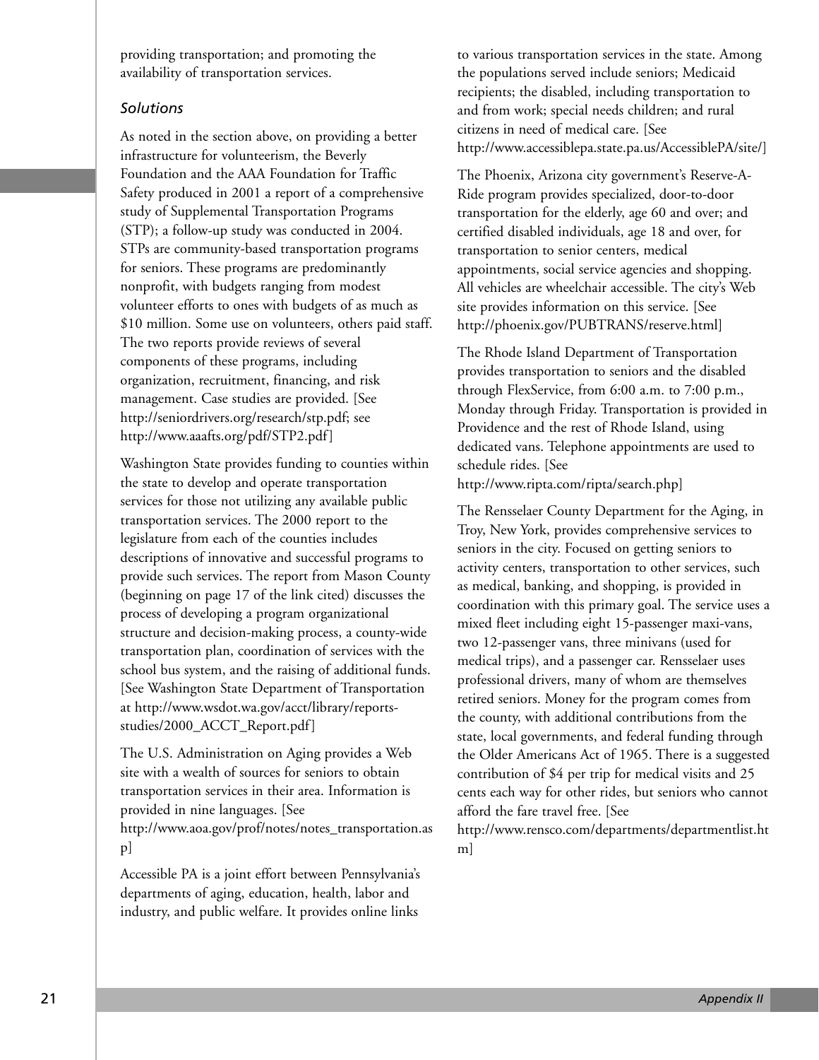providing transportation; and promoting the availability of transportation services.

### *Solutions*

As noted in the section above, on providing a better infrastructure for volunteerism, the Beverly Foundation and the AAA Foundation for Traffic Safety produced in 2001 a report of a comprehensive study of Supplemental Transportation Programs (STP); a follow-up study was conducted in 2004. STPs are community-based transportation programs for seniors. These programs are predominantly nonprofit, with budgets ranging from modest volunteer efforts to ones with budgets of as much as $10 million. Some use on volunteers, others paid staff. The two reports provide reviews of several components of these programs, including organization, recruitment, financing, and risk management. Case studies are provided. [See http://seniordrivers.org/research/stp.pdf; see http://www.aaafts.org/pdf/STP2.pdf]

Washington State provides funding to counties within the state to develop and operate transportation services for those not utilizing any available public transportation services. The 2000 report to the legislature from each of the counties includes descriptions of innovative and successful programs to provide such services. The report from Mason County (beginning on page 17 of the link cited) discusses the process of developing a program organizational structure and decision-making process, a county-wide transportation plan, coordination of services with the school bus system, and the raising of additional funds. [See Washington State Department of Transportation at http://www.wsdot.wa.gov/acct/library/reports-studies/2000_ACCT_Report.pdf]

The U.S. Administration on Aging provides a Web site with a wealth of sources for seniors to obtain transportation services in their area. Information is provided in nine languages. [See http://www.aoa.gov/prof/notes/notes_transportation.asp]

Accessible PA is a joint effort between Pennsylvania's departments of aging, education, health, labor and industry, and public welfare. It provides online links to various transportation services in the state. Among the populations served include seniors; Medicaid recipients; the disabled, including transportation to and from work; special needs children; and rural citizens in need of medical care. [See http://www.accessiblepa.state.pa.us/AccessiblePA/site/]

The Phoenix, Arizona city government's Reserve-A-Ride program provides specialized, door-to-door transportation for the elderly, age 60 and over; and certified disabled individuals, age 18 and over, for transportation to senior centers, medical appointments, social service agencies and shopping. All vehicles are wheelchair accessible. The city's Web site provides information on this service. [See http://phoenix.gov/PUBTRANS/reserve.html]

The Rhode Island Department of Transportation provides transportation to seniors and the disabled through FlexService, from 6:00 a.m. to 7:00 p.m., Monday through Friday. Transportation is provided in Providence and the rest of Rhode Island, using dedicated vans. Telephone appointments are used to schedule rides. [See http://www.ripta.com/ripta/search.php]

The Rensselaer County Department for the Aging, in Troy, New York, provides comprehensive services to seniors in the city. Focused on getting seniors to activity centers, transportation to other services, such as medical, banking, and shopping, is provided in coordination with this primary goal. The service uses a mixed fleet including eight 15-passenger maxi-vans, two 12-passenger vans, three minivans (used for medical trips), and a passenger car. Rensselaer uses professional drivers, many of whom are themselves retired seniors. Money for the program comes from the county, with additional contributions from the state, local governments, and federal funding through the Older Americans Act of 1965. There is a suggested contribution of $4 per trip for medical visits and 25 cents each way for other rides, but seniors who cannot afford the fare travel free. [See http://www.rensco.com/departments/departmentlist.htm]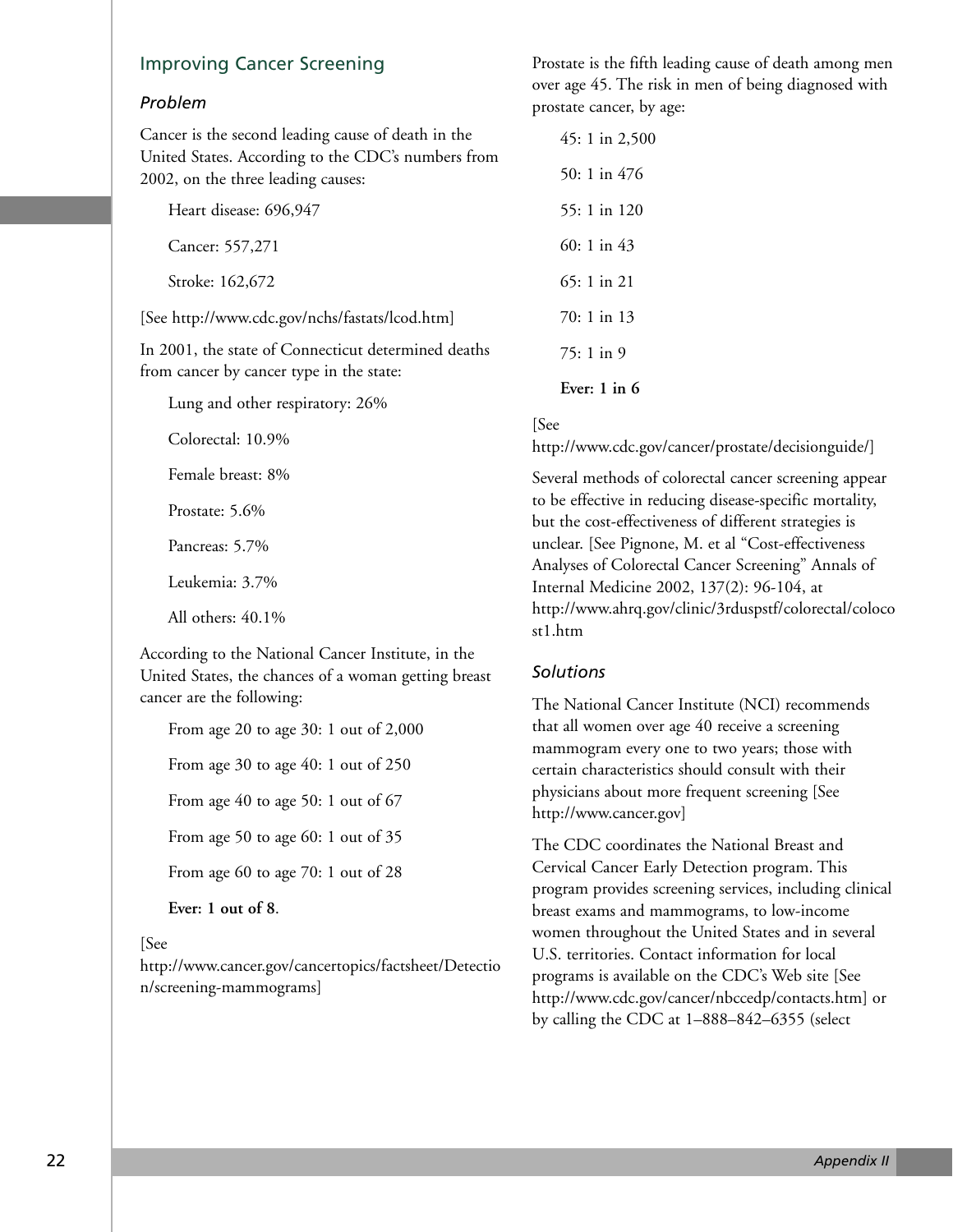## Improving Cancer Screening

### *Problem*

Cancer is the second leading cause of death in the United States. According to the CDC's numbers from 2002, on the three leading causes:

Heart disease: 696,947

Cancer: 557,271

Stroke: 162,672

[See http://www.cdc.gov/nchs/fastats/lcod.htm]

In 2001, the state of Connecticut determined deaths from cancer by cancer type in the state:

Lung and other respiratory: 26%

Colorectal: 10.9%

Female breast: 8%

Prostate: 5.6%

Pancreas: 5.7%

Leukemia: 3.7%

All others: 40.1%

According to the National Cancer Institute, in the United States, the chances of a woman getting breast cancer are the following:

From age 20 to age 30: 1 out of 2,000

From age 30 to age 40: 1 out of 250

From age 40 to age 50: 1 out of 67

From age 50 to age 60: 1 out of 35

From age 60 to age 70: 1 out of 28

**Ever: 1 out of 8**.

[See http://www.cancer.gov/cancertopics/factsheet/Detection/screening-mammograms]

Prostate is the fifth leading cause of death among men over age 45. The risk in men of being diagnosed with prostate cancer, by age:

45: 1 in 2,500

50: 1 in 476

55: 1 in 120

60: 1 in 43

65: 1 in 21

70: 1 in 13

75: 1 in 9

**Ever: 1 in 6**

[See http://www.cdc.gov/cancer/prostate/decisionguide/]

Several methods of colorectal cancer screening appear to be effective in reducing disease-specific mortality, but the cost-effectiveness of different strategies is unclear. [See Pignone, M. et al "Cost-effectiveness Analyses of Colorectal Cancer Screening" Annals of Internal Medicine 2002, 137(2): 96-104, at http://www.ahrq.gov/clinic/3rduspstf/colorectal/colocost1.htm

### *Solutions*

The National Cancer Institute (NCI) recommends that all women over age 40 receive a screening mammogram every one to two years; those with certain characteristics should consult with their physicians about more frequent screening [See http://www.cancer.gov]

The CDC coordinates the National Breast and Cervical Cancer Early Detection program. This program provides screening services, including clinical breast exams and mammograms, to low-income women throughout the United States and in several U.S. territories. Contact information for local programs is available on the CDC's Web site [See http://www.cdc.gov/cancer/nbccedp/contacts.htm] or by calling the CDC at 1–888–842–6355 (select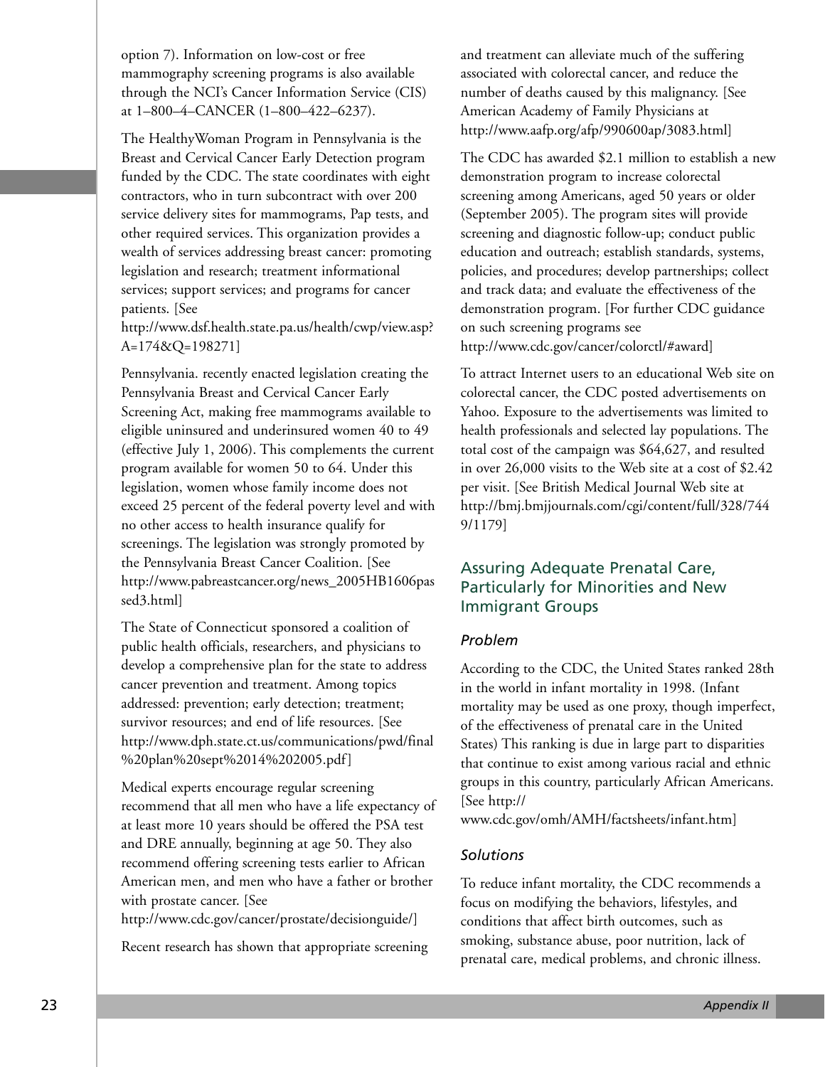option 7). Information on low-cost or free mammography screening programs is also available through the NCI's Cancer Information Service (CIS) at 1–800–4–CANCER (1–800–422–6237).

The HealthyWoman Program in Pennsylvania is the Breast and Cervical Cancer Early Detection program funded by the CDC. The state coordinates with eight contractors, who in turn subcontract with over 200 service delivery sites for mammograms, Pap tests, and other required services. This organization provides a wealth of services addressing breast cancer: promoting legislation and research; treatment informational services; support services; and programs for cancer patients. [See http://www.dsf.health.state.pa.us/health/cwp/view.asp?A=174&Q=198271]

Pennsylvania. recently enacted legislation creating the Pennsylvania Breast and Cervical Cancer Early Screening Act, making free mammograms available to eligible uninsured and underinsured women 40 to 49 (effective July 1, 2006). This complements the current program available for women 50 to 64. Under this legislation, women whose family income does not exceed 25 percent of the federal poverty level and with no other access to health insurance qualify for screenings. The legislation was strongly promoted by the Pennsylvania Breast Cancer Coalition. [See http://www.pabreastcancer.org/news_2005HB1606passed3.html]

The State of Connecticut sponsored a coalition of public health officials, researchers, and physicians to develop a comprehensive plan for the state to address cancer prevention and treatment. Among topics addressed: prevention; early detection; treatment; survivor resources; and end of life resources. [See http://www.dph.state.ct.us/communications/pwd/final%20plan%20sept%2014%202005.pdf]

Medical experts encourage regular screening recommend that all men who have a life expectancy of at least more 10 years should be offered the PSA test and DRE annually, beginning at age 50. They also recommend offering screening tests earlier to African American men, and men who have a father or brother with prostate cancer. [See http://www.cdc.gov/cancer/prostate/decisionguide/]

Recent research has shown that appropriate screening and treatment can alleviate much of the suffering associated with colorectal cancer, and reduce the number of deaths caused by this malignancy. [See American Academy of Family Physicians at http://www.aafp.org/afp/990600ap/3083.html]

The CDC has awarded $2.1 million to establish a new demonstration program to increase colorectal screening among Americans, aged 50 years or older (September 2005). The program sites will provide screening and diagnostic follow-up; conduct public education and outreach; establish standards, systems, policies, and procedures; develop partnerships; collect and track data; and evaluate the effectiveness of the demonstration program. [For further CDC guidance on such screening programs see http://www.cdc.gov/cancer/colorctl/#award]

To attract Internet users to an educational Web site on colorectal cancer, the CDC posted advertisements on Yahoo. Exposure to the advertisements was limited to health professionals and selected lay populations. The total cost of the campaign was $64,627, and resulted in over 26,000 visits to the Web site at a cost of $2.42 per visit. [See British Medical Journal Web site at http://bmj.bmjjournals.com/cgi/content/full/328/7449/1179]

## Assuring Adequate Prenatal Care, Particularly for Minorities and New Immigrant Groups

### *Problem*

According to the CDC, the United States ranked 28th in the world in infant mortality in 1998. (Infant mortality may be used as one proxy, though imperfect, of the effectiveness of prenatal care in the United States) This ranking is due in large part to disparities that continue to exist among various racial and ethnic groups in this country, particularly African Americans. [See http://www.cdc.gov/omh/AMH/factsheets/infant.htm]

### *Solutions*

To reduce infant mortality, the CDC recommends a focus on modifying the behaviors, lifestyles, and conditions that affect birth outcomes, such as smoking, substance abuse, poor nutrition, lack of prenatal care, medical problems, and chronic illness.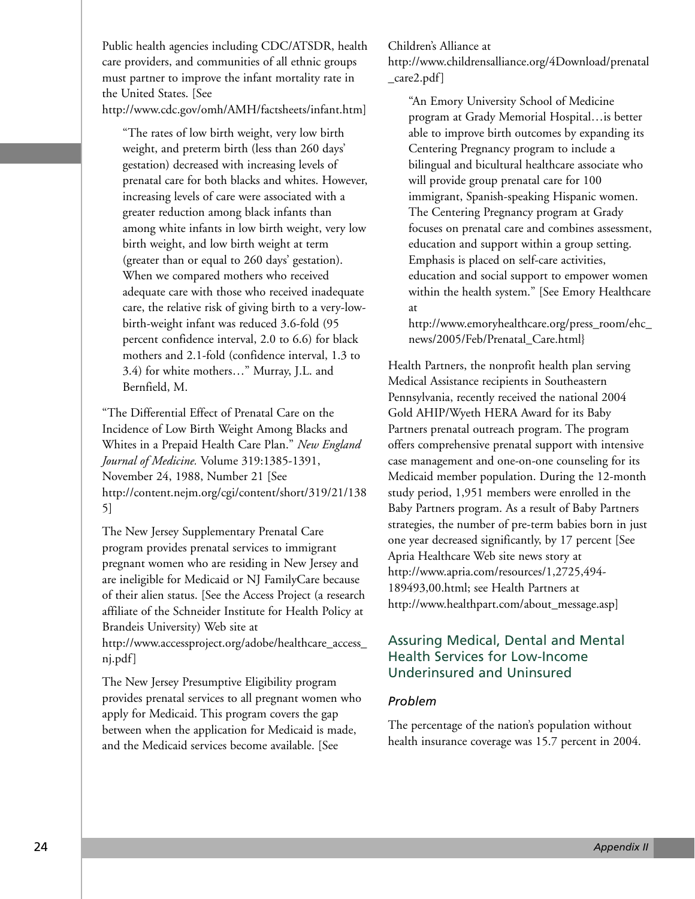Public health agencies including CDC/ATSDR, health care providers, and communities of all ethnic groups must partner to improve the infant mortality rate in the United States. [See http://www.cdc.gov/omh/AMH/factsheets/infant.htm]

> "The rates of low birth weight, very low birth weight, and preterm birth (less than 260 days' gestation) decreased with increasing levels of prenatal care for both blacks and whites. However, increasing levels of care were associated with a greater reduction among black infants than among white infants in low birth weight, very low birth weight, and low birth weight at term (greater than or equal to 260 days' gestation). When we compared mothers who received adequate care with those who received inadequate care, the relative risk of giving birth to a very-low-birth-weight infant was reduced 3.6-fold (95 percent confidence interval, 2.0 to 6.6) for black mothers and 2.1-fold (confidence interval, 1.3 to 3.4) for white mothers…" Murray, J.L. and Bernfield, M.

"The Differential Effect of Prenatal Care on the Incidence of Low Birth Weight Among Blacks and Whites in a Prepaid Health Care Plan." *New England Journal of Medicine.* Volume 319:1385-1391, November 24, 1988, Number 21 [See http://content.nejm.org/cgi/content/short/319/21/1385]

The New Jersey Supplementary Prenatal Care program provides prenatal services to immigrant pregnant women who are residing in New Jersey and are ineligible for Medicaid or NJ FamilyCare because of their alien status. [See the Access Project (a research affiliate of the Schneider Institute for Health Policy at Brandeis University) Web site at http://www.accessproject.org/adobe/healthcare_access_nj.pdf]

The New Jersey Presumptive Eligibility program provides prenatal services to all pregnant women who apply for Medicaid. This program covers the gap between when the application for Medicaid is made, and the Medicaid services become available. [See Children's Alliance at http://www.childrensalliance.org/4Download/prenatal_care2.pdf]

> "An Emory University School of Medicine program at Grady Memorial Hospital…is better able to improve birth outcomes by expanding its Centering Pregnancy program to include a bilingual and bicultural healthcare associate who will provide group prenatal care for 100 immigrant, Spanish-speaking Hispanic women. The Centering Pregnancy program at Grady focuses on prenatal care and combines assessment, education and support within a group setting. Emphasis is placed on self-care activities, education and social support to empower women within the health system." [See Emory Healthcare at http://www.emoryhealthcare.org/press_room/ehc_news/2005/Feb/Prenatal_Care.html}

Health Partners, the nonprofit health plan serving Medical Assistance recipients in Southeastern Pennsylvania, recently received the national 2004 Gold AHIP/Wyeth HERA Award for its Baby Partners prenatal outreach program. The program offers comprehensive prenatal support with intensive case management and one-on-one counseling for its Medicaid member population. During the 12-month study period, 1,951 members were enrolled in the Baby Partners program. As a result of Baby Partners strategies, the number of pre-term babies born in just one year decreased significantly, by 17 percent [See Apria Healthcare Web site news story at http://www.apria.com/resources/1,2725,494-189493,00.html; see Health Partners at http://www.healthpart.com/about_message.asp]

## Assuring Medical, Dental and Mental Health Services for Low-Income Underinsured and Uninsured

### *Problem*

The percentage of the nation's population without health insurance coverage was 15.7 percent in 2004.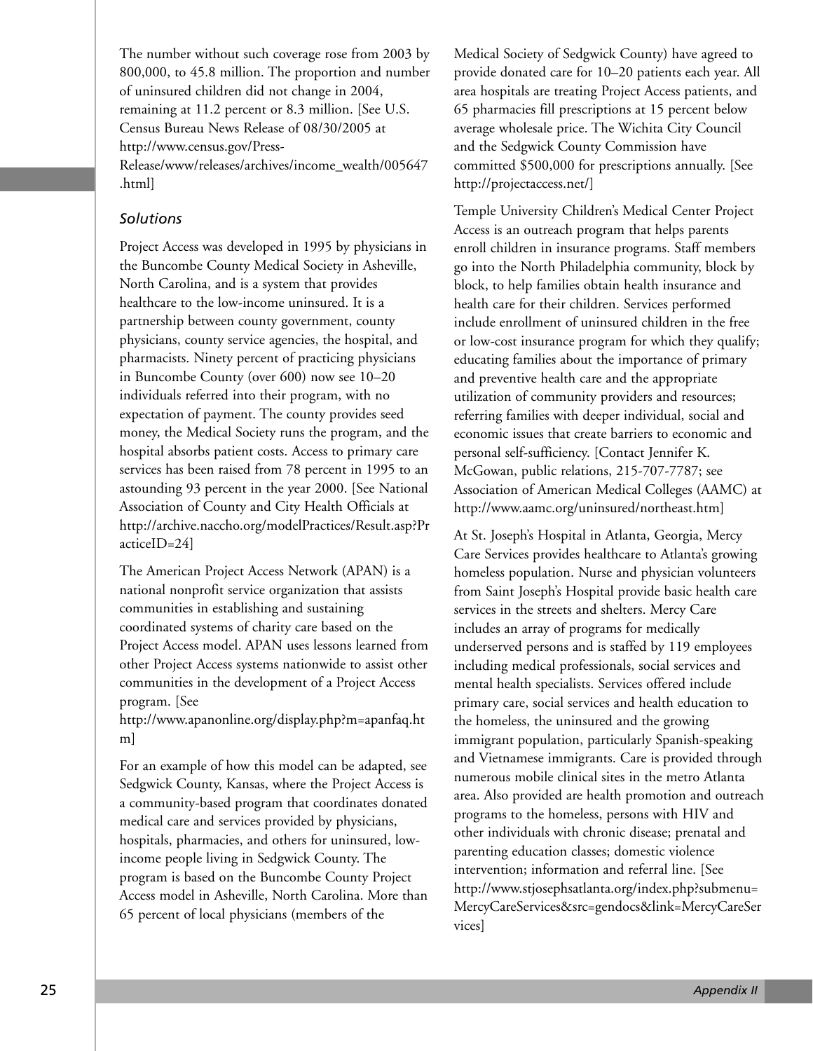The number without such coverage rose from 2003 by 800,000, to 45.8 million. The proportion and number of uninsured children did not change in 2004, remaining at 11.2 percent or 8.3 million. [See U.S. Census Bureau News Release of 08/30/2005 at http://www.census.gov/Press-Release/www/releases/archives/income_wealth/005647.html]

### *Solutions*

Project Access was developed in 1995 by physicians in the Buncombe County Medical Society in Asheville, North Carolina, and is a system that provides healthcare to the low-income uninsured. It is a partnership between county government, county physicians, county service agencies, the hospital, and pharmacists. Ninety percent of practicing physicians in Buncombe County (over 600) now see 10–20 individuals referred into their program, with no expectation of payment. The county provides seed money, the Medical Society runs the program, and the hospital absorbs patient costs. Access to primary care services has been raised from 78 percent in 1995 to an astounding 93 percent in the year 2000. [See National Association of County and City Health Officials at http://archive.naccho.org/modelPractices/Result.asp?PracticeID=24]

The American Project Access Network (APAN) is a national nonprofit service organization that assists communities in establishing and sustaining coordinated systems of charity care based on the Project Access model. APAN uses lessons learned from other Project Access systems nationwide to assist other communities in the development of a Project Access program. [See http://www.apanonline.org/display.php?m=apanfaq.htm]

For an example of how this model can be adapted, see Sedgwick County, Kansas, where the Project Access is a community-based program that coordinates donated medical care and services provided by physicians, hospitals, pharmacies, and others for uninsured, low-income people living in Sedgwick County. The program is based on the Buncombe County Project Access model in Asheville, North Carolina. More than 65 percent of local physicians (members of the Medical Society of Sedgwick County) have agreed to provide donated care for 10–20 patients each year. All area hospitals are treating Project Access patients, and 65 pharmacies fill prescriptions at 15 percent below average wholesale price. The Wichita City Council and the Sedgwick County Commission have committed $500,000 for prescriptions annually. [See http://projectaccess.net/]

Temple University Children's Medical Center Project Access is an outreach program that helps parents enroll children in insurance programs. Staff members go into the North Philadelphia community, block by block, to help families obtain health insurance and health care for their children. Services performed include enrollment of uninsured children in the free or low-cost insurance program for which they qualify; educating families about the importance of primary and preventive health care and the appropriate utilization of community providers and resources; referring families with deeper individual, social and economic issues that create barriers to economic and personal self-sufficiency. [Contact Jennifer K. McGowan, public relations, 215-707-7787; see Association of American Medical Colleges (AAMC) at http://www.aamc.org/uninsured/northeast.htm]

At St. Joseph's Hospital in Atlanta, Georgia, Mercy Care Services provides healthcare to Atlanta's growing homeless population. Nurse and physician volunteers from Saint Joseph's Hospital provide basic health care services in the streets and shelters. Mercy Care includes an array of programs for medically underserved persons and is staffed by 119 employees including medical professionals, social services and mental health specialists. Services offered include primary care, social services and health education to the homeless, the uninsured and the growing immigrant population, particularly Spanish-speaking and Vietnamese immigrants. Care is provided through numerous mobile clinical sites in the metro Atlanta area. Also provided are health promotion and outreach programs to the homeless, persons with HIV and other individuals with chronic disease; prenatal and parenting education classes; domestic violence intervention; information and referral line. [See http://www.stjosephsatlanta.org/index.php?submenu=MercyCareServices&src=gendocs&link=MercyCareServices]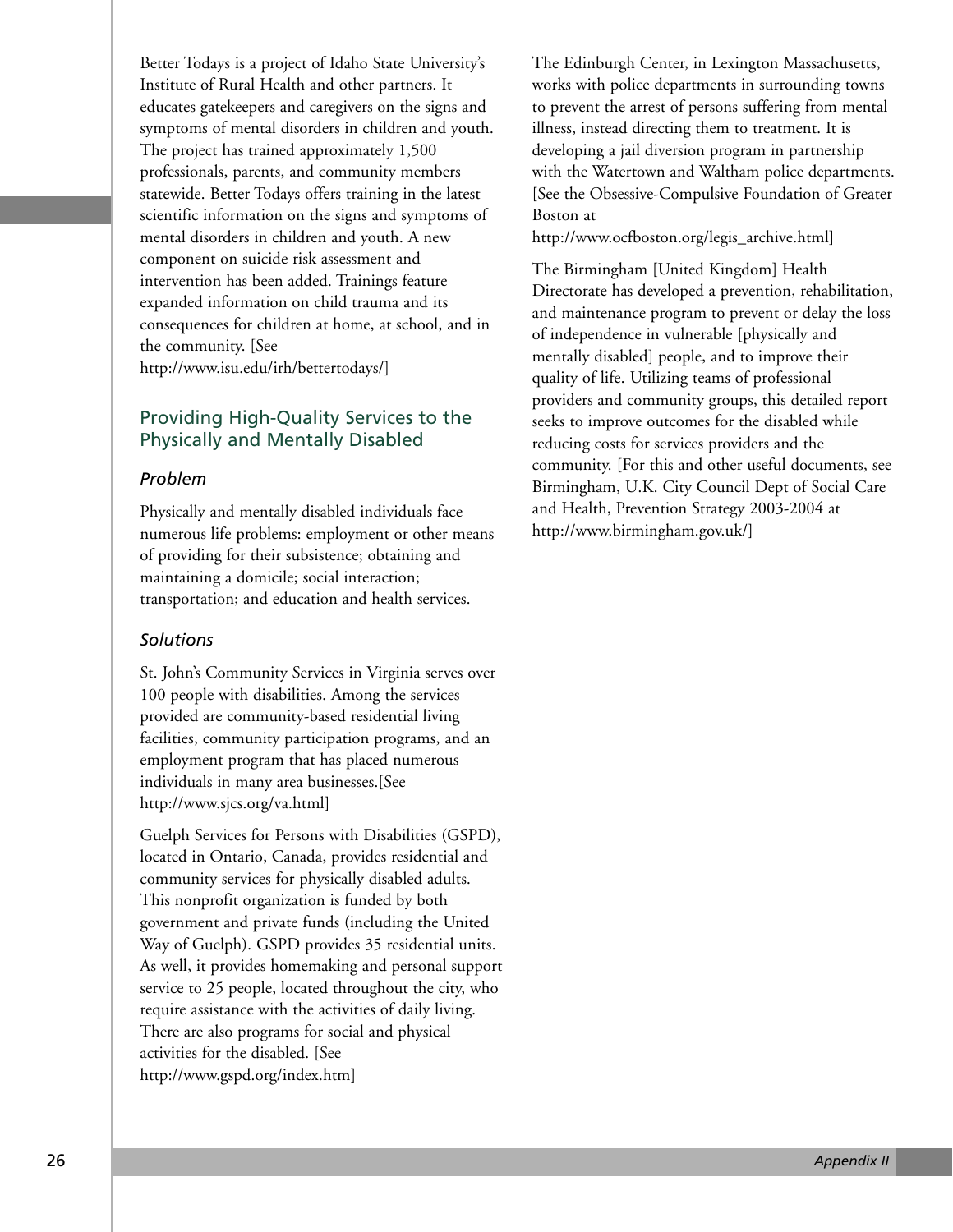Better Todays is a project of Idaho State University's Institute of Rural Health and other partners. It educates gatekeepers and caregivers on the signs and symptoms of mental disorders in children and youth. The project has trained approximately 1,500 professionals, parents, and community members statewide. Better Todays offers training in the latest scientific information on the signs and symptoms of mental disorders in children and youth. A new component on suicide risk assessment and intervention has been added. Trainings feature expanded information on child trauma and its consequences for children at home, at school, and in the community. [See http://www.isu.edu/irh/bettertodays/]

## Providing High-Quality Services to the Physically and Mentally Disabled

### *Problem*

Physically and mentally disabled individuals face numerous life problems: employment or other means of providing for their subsistence; obtaining and maintaining a domicile; social interaction; transportation; and education and health services.

### *Solutions*

St. John's Community Services in Virginia serves over 100 people with disabilities. Among the services provided are community-based residential living facilities, community participation programs, and an employment program that has placed numerous individuals in many area businesses.[See http://www.sjcs.org/va.html]

Guelph Services for Persons with Disabilities (GSPD), located in Ontario, Canada, provides residential and community services for physically disabled adults. This nonprofit organization is funded by both government and private funds (including the United Way of Guelph). GSPD provides 35 residential units. As well, it provides homemaking and personal support service to 25 people, located throughout the city, who require assistance with the activities of daily living. There are also programs for social and physical activities for the disabled. [See http://www.gspd.org/index.htm]

The Edinburgh Center, in Lexington Massachusetts, works with police departments in surrounding towns to prevent the arrest of persons suffering from mental illness, instead directing them to treatment. It is developing a jail diversion program in partnership with the Watertown and Waltham police departments. [See the Obsessive-Compulsive Foundation of Greater Boston at http://www.ocfboston.org/legis_archive.html]

The Birmingham [United Kingdom] Health Directorate has developed a prevention, rehabilitation, and maintenance program to prevent or delay the loss of independence in vulnerable [physically and mentally disabled] people, and to improve their quality of life. Utilizing teams of professional providers and community groups, this detailed report seeks to improve outcomes for the disabled while reducing costs for services providers and the community. [For this and other useful documents, see Birmingham, U.K. City Council Dept of Social Care and Health, Prevention Strategy 2003-2004 at http://www.birmingham.gov.uk/]